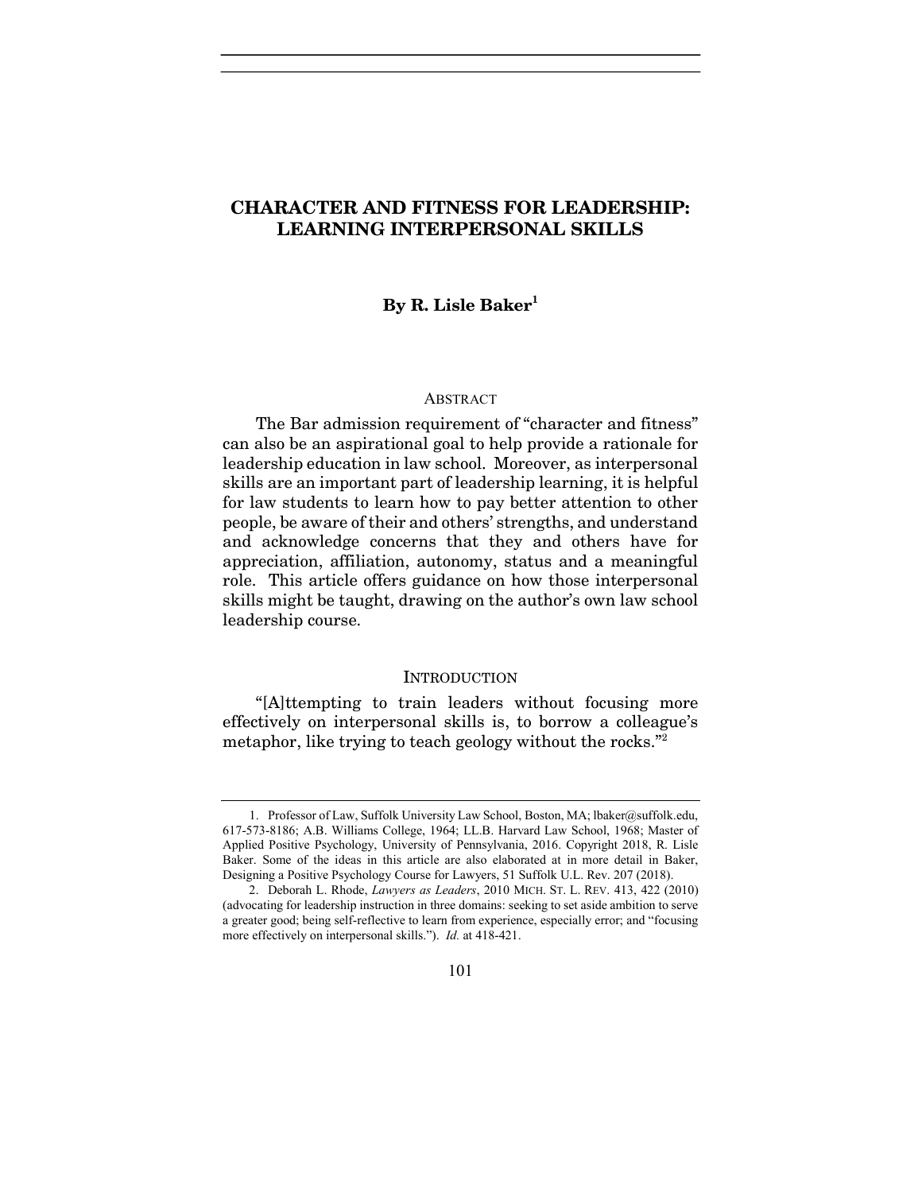# CHARACTER AND FITNESS FOR LEADERSHIP: LEARNING INTERPERSONAL SKILLS

**By R. Lisle Baker[1]**

## ABSTRACT

The Bar admission requirement of "character and fitness" can also be an aspirational goal to help provide a rationale for leadership education in law school. Moreover, as interpersonal skills are an important part of leadership learning, it is helpful for law students to learn how to pay better attention to other people, be aware of their and others' strengths, and understand and acknowledge concerns that they and others have for appreciation, affiliation, autonomy, status and a meaningful role. This article offers guidance on how those interpersonal skills might be taught, drawing on the author's own law school leadership course.

## INTRODUCTION

"[A]ttempting to train leaders without focusing more effectively on interpersonal skills is, to borrow a colleague's metaphor, like trying to teach geology without the rocks."[2]

---

1. Professor of Law, Suffolk University Law School, Boston, MA; lbaker@suffolk.edu, 617-573-8186; A.B. Williams College, 1964; LL.B. Harvard Law School, 1968; Master of Applied Positive Psychology, University of Pennsylvania, 2016. Copyright 2018, R. Lisle Baker. Some of the ideas in this article are also elaborated at in more detail in Baker, Designing a Positive Psychology Course for Lawyers, 51 Suffolk U.L. Rev. 207 (2018).

2. Deborah L. Rhode, *Lawyers as Leaders*, 2010 MICH. ST. L. REV. 413, 422 (2010) (advocating for leadership instruction in three domains: seeking to set aside ambition to serve a greater good; being self-reflective to learn from experience, especially error; and "focusing more effectively on interpersonal skills."). *Id.* at 418-421.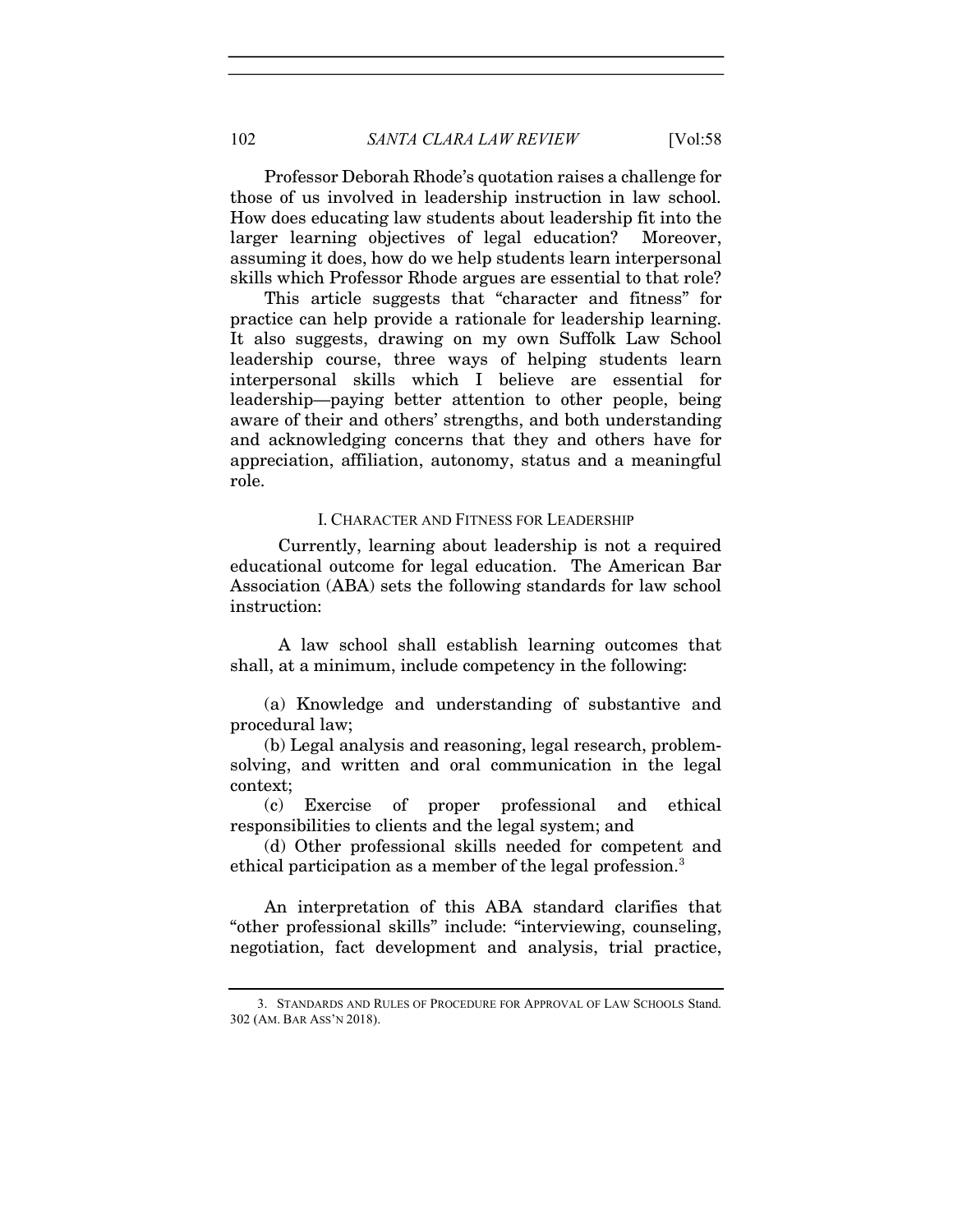Professor Deborah Rhode's quotation raises a challenge for those of us involved in leadership instruction in law school. How does educating law students about leadership fit into the larger learning objectives of legal education? Moreover, assuming it does, how do we help students learn interpersonal skills which Professor Rhode argues are essential to that role?

This article suggests that "character and fitness" for practice can help provide a rationale for leadership learning. It also suggests, drawing on my own Suffolk Law School leadership course, three ways of helping students learn interpersonal skills which I believe are essential for leadership—paying better attention to other people, being aware of their and others' strengths, and both understanding and acknowledging concerns that they and others have for appreciation, affiliation, autonomy, status and a meaningful role.

## I. CHARACTER AND FITNESS FOR LEADERSHIP

Currently, learning about leadership is not a required educational outcome for legal education. The American Bar Association (ABA) sets the following standards for law school instruction:

> A law school shall establish learning outcomes that shall, at a minimum, include competency in the following:
>
> (a) Knowledge and understanding of substantive and procedural law;
>
> (b) Legal analysis and reasoning, legal research, problem-solving, and written and oral communication in the legal context;
>
> (c) Exercise of proper professional and ethical responsibilities to clients and the legal system; and
>
> (d) Other professional skills needed for competent and ethical participation as a member of the legal profession.[3]

An interpretation of this ABA standard clarifies that "other professional skills" include: "interviewing, counseling, negotiation, fact development and analysis, trial practice,

---

3. STANDARDS AND RULES OF PROCEDURE FOR APPROVAL OF LAW SCHOOLS Stand. 302 (AM. BAR ASS'N 2018).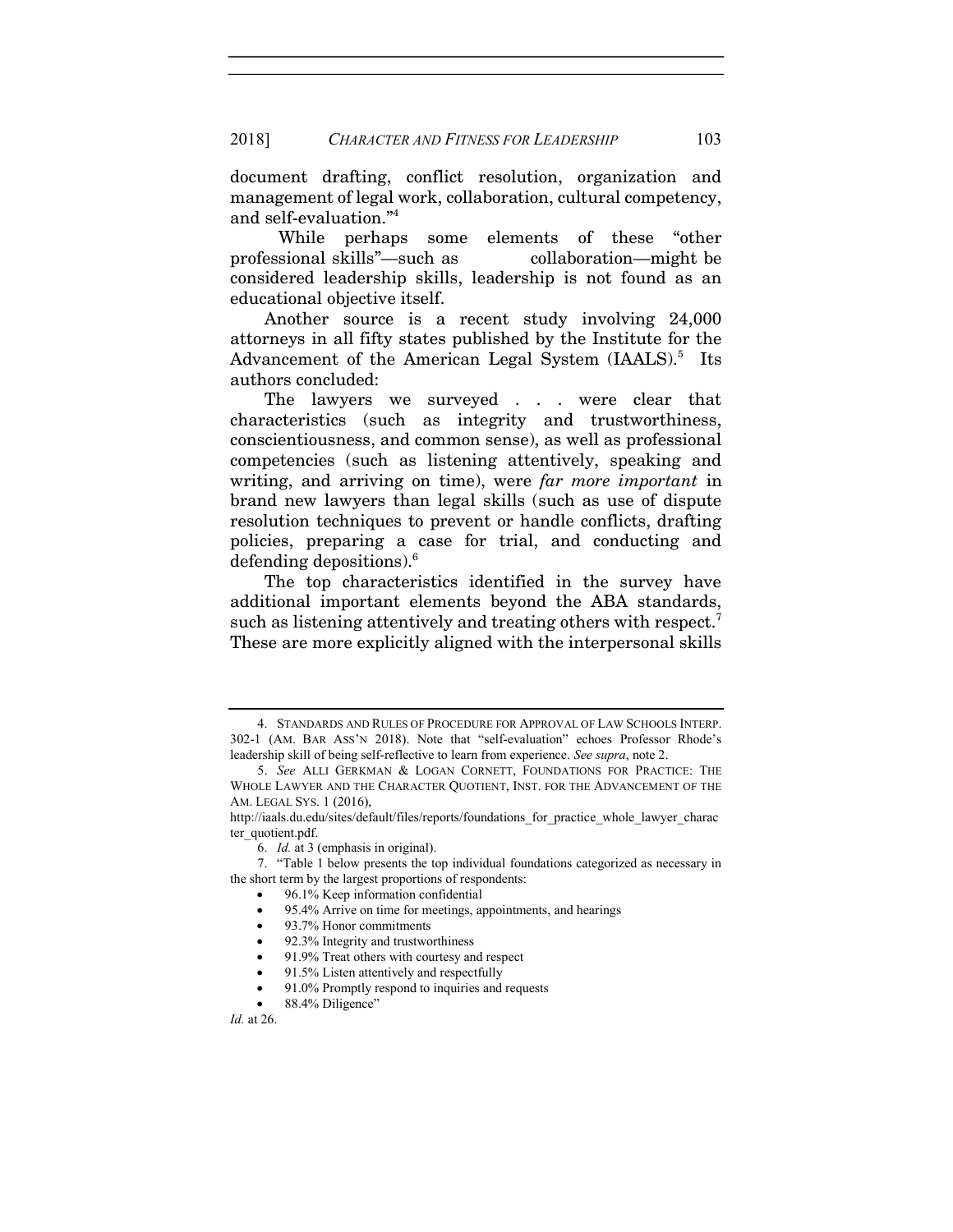document drafting, conflict resolution, organization and management of legal work, collaboration, cultural competency, and self-evaluation."[4]

While perhaps some elements of these "other professional skills"—such as collaboration—might be considered leadership skills, leadership is not found as an educational objective itself.

Another source is a recent study involving 24,000 attorneys in all fifty states published by the Institute for the Advancement of the American Legal System (IAALS).[5] Its authors concluded:

> The lawyers we surveyed . . . were clear that characteristics (such as integrity and trustworthiness, conscientiousness, and common sense), as well as professional competencies (such as listening attentively, speaking and writing, and arriving on time), were *far more important* in brand new lawyers than legal skills (such as use of dispute resolution techniques to prevent or handle conflicts, drafting policies, preparing a case for trial, and conducting and defending depositions).[6]

The top characteristics identified in the survey have additional important elements beyond the ABA standards, such as listening attentively and treating others with respect.[7] These are more explicitly aligned with the interpersonal skills

---

4. STANDARDS AND RULES OF PROCEDURE FOR APPROVAL OF LAW SCHOOLS INTERP. 302-1 (AM. BAR ASS'N 2018). Note that "self-evaluation" echoes Professor Rhode's leadership skill of being self-reflective to learn from experience. *See supra*, note 2.

5. *See* ALLI GERKMAN & LOGAN CORNETT, FOUNDATIONS FOR PRACTICE: THE WHOLE LAWYER AND THE CHARACTER QUOTIENT, INST. FOR THE ADVANCEMENT OF THE AM. LEGAL SYS. 1 (2016), http://iaals.du.edu/sites/default/files/reports/foundations_for_practice_whole_lawyer_character_quotient.pdf.

6. *Id.* at 3 (emphasis in original).

7. "Table 1 below presents the top individual foundations categorized as necessary in the short term by the largest proportions of respondents:

- 96.1% Keep information confidential
- 95.4% Arrive on time for meetings, appointments, and hearings
- 93.7% Honor commitments
- 92.3% Integrity and trustworthiness
- 91.9% Treat others with courtesy and respect
- 91.5% Listen attentively and respectfully
- 91.0% Promptly respond to inquiries and requests
- 88.4% Diligence"

*Id.* at 26.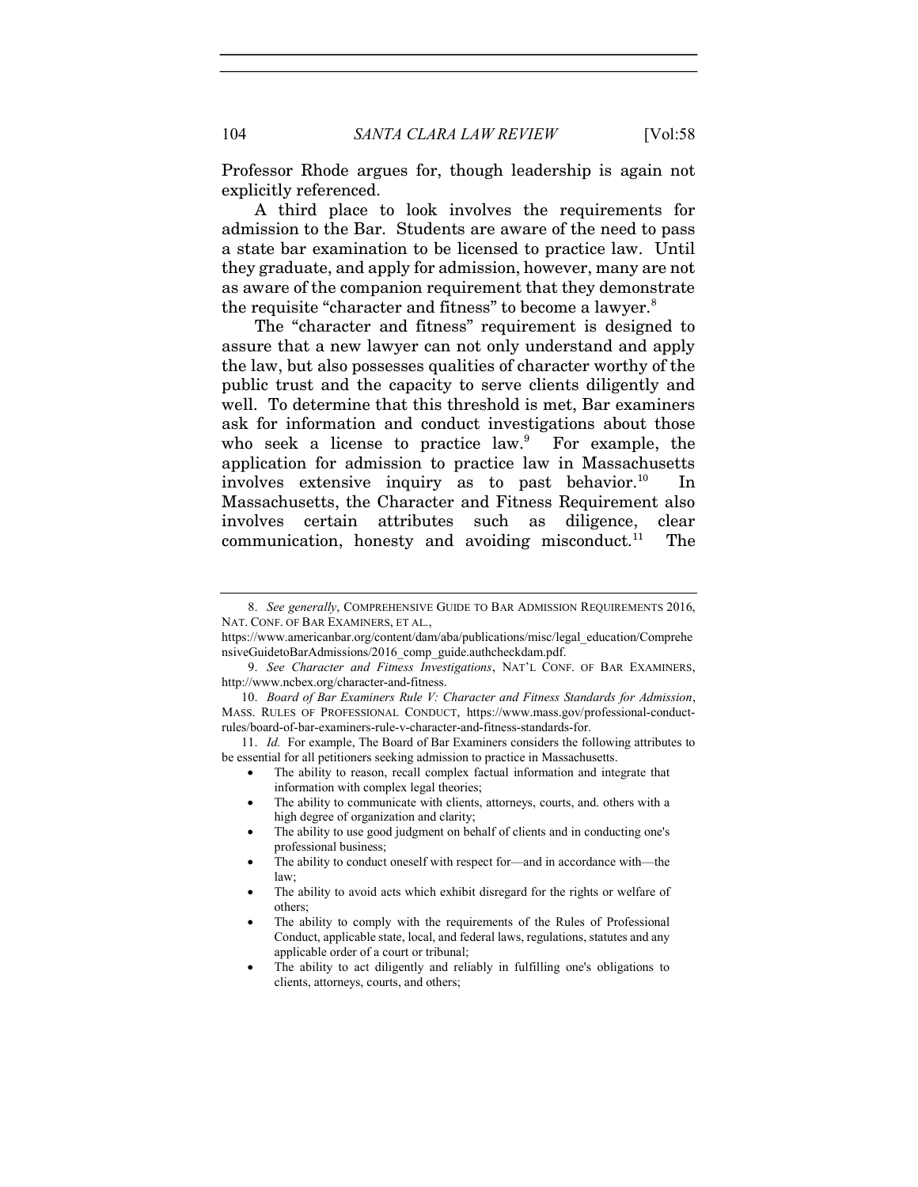Professor Rhode argues for, though leadership is again not explicitly referenced.

A third place to look involves the requirements for admission to the Bar. Students are aware of the need to pass a state bar examination to be licensed to practice law. Until they graduate, and apply for admission, however, many are not as aware of the companion requirement that they demonstrate the requisite "character and fitness" to become a lawyer.[8]

The "character and fitness" requirement is designed to assure that a new lawyer can not only understand and apply the law, but also possesses qualities of character worthy of the public trust and the capacity to serve clients diligently and well. To determine that this threshold is met, Bar examiners ask for information and conduct investigations about those who seek a license to practice law.[9] For example, the application for admission to practice law in Massachusetts involves extensive inquiry as to past behavior.[10] In Massachusetts, the Character and Fitness Requirement also involves certain attributes such as diligence, clear communication, honesty and avoiding misconduct.[11] The

---

8. *See generally*, COMPREHENSIVE GUIDE TO BAR ADMISSION REQUIREMENTS 2016, NAT. CONF. OF BAR EXAMINERS, ET AL., https://www.americanbar.org/content/dam/aba/publications/misc/legal_education/ComprehensiveGuidetoBarAdmissions/2016_comp_guide.authcheckdam.pdf.

9. *See Character and Fitness Investigations*, NAT'L CONF. OF BAR EXAMINERS, http://www.ncbex.org/character-and-fitness.

10. *Board of Bar Examiners Rule V: Character and Fitness Standards for Admission*, MASS. RULES OF PROFESSIONAL CONDUCT, https://www.mass.gov/professional-conduct-rules/board-of-bar-examiners-rule-v-character-and-fitness-standards-for.

11. *Id.* For example, The Board of Bar Examiners considers the following attributes to be essential for all petitioners seeking admission to practice in Massachusetts.

- The ability to reason, recall complex factual information and integrate that information with complex legal theories;
- The ability to communicate with clients, attorneys, courts, and. others with a high degree of organization and clarity;
- The ability to use good judgment on behalf of clients and in conducting one's professional business;
- The ability to conduct oneself with respect for—and in accordance with—the law;
- The ability to avoid acts which exhibit disregard for the rights or welfare of others;
- The ability to comply with the requirements of the Rules of Professional Conduct, applicable state, local, and federal laws, regulations, statutes and any applicable order of a court or tribunal;
- The ability to act diligently and reliably in fulfilling one's obligations to clients, attorneys, courts, and others;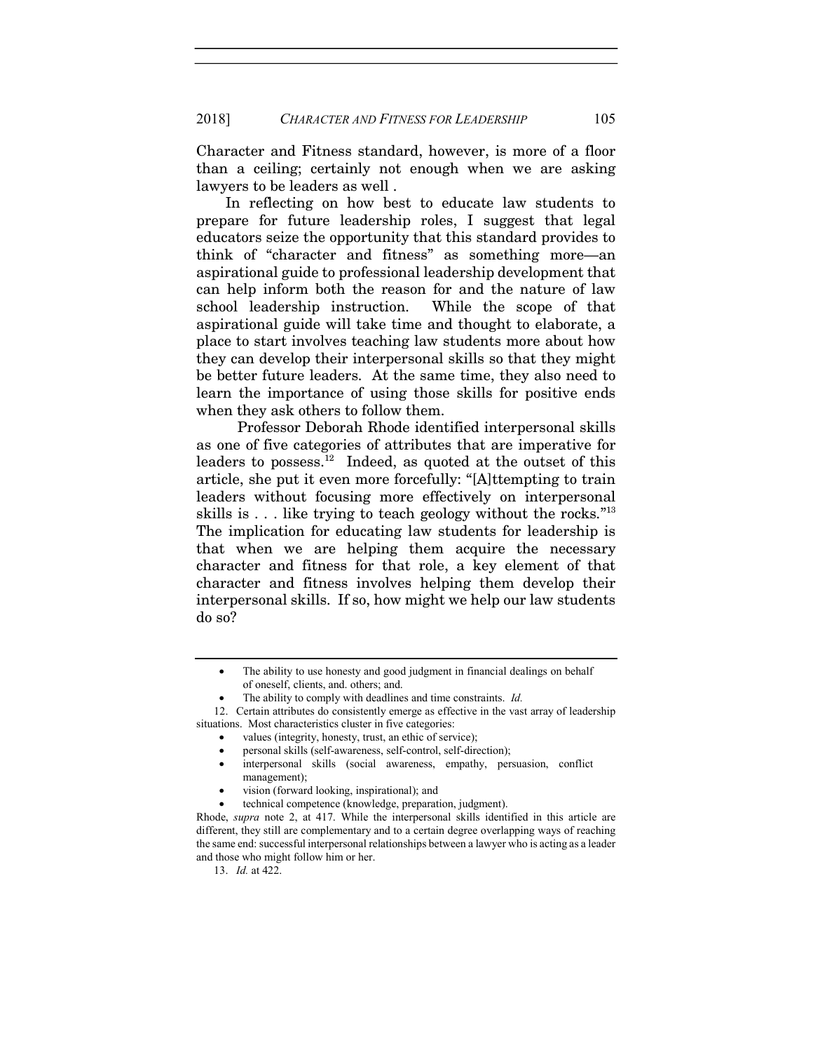Character and Fitness standard, however, is more of a floor than a ceiling; certainly not enough when we are asking lawyers to be leaders as well .

In reflecting on how best to educate law students to prepare for future leadership roles, I suggest that legal educators seize the opportunity that this standard provides to think of "character and fitness" as something more—an aspirational guide to professional leadership development that can help inform both the reason for and the nature of law school leadership instruction. While the scope of that aspirational guide will take time and thought to elaborate, a place to start involves teaching law students more about how they can develop their interpersonal skills so that they might be better future leaders. At the same time, they also need to learn the importance of using those skills for positive ends when they ask others to follow them.

Professor Deborah Rhode identified interpersonal skills as one of five categories of attributes that are imperative for leaders to possess.[12] Indeed, as quoted at the outset of this article, she put it even more forcefully: "[A]ttempting to train leaders without focusing more effectively on interpersonal skills is . . . like trying to teach geology without the rocks."[13] The implication for educating law students for leadership is that when we are helping them acquire the necessary character and fitness for that role, a key element of that character and fitness involves helping them develop their interpersonal skills. If so, how might we help our law students do so?

---

- The ability to use honesty and good judgment in financial dealings on behalf of oneself, clients, and. others; and.
- The ability to comply with deadlines and time constraints. *Id.*

12. Certain attributes do consistently emerge as effective in the vast array of leadership situations. Most characteristics cluster in five categories:

- values (integrity, honesty, trust, an ethic of service);
- personal skills (self-awareness, self-control, self-direction);
- interpersonal skills (social awareness, empathy, persuasion, conflict management);
- vision (forward looking, inspirational); and
- technical competence (knowledge, preparation, judgment).

Rhode, *supra* note 2, at 417. While the interpersonal skills identified in this article are different, they still are complementary and to a certain degree overlapping ways of reaching the same end: successful interpersonal relationships between a lawyer who is acting as a leader and those who might follow him or her.

13. *Id.* at 422.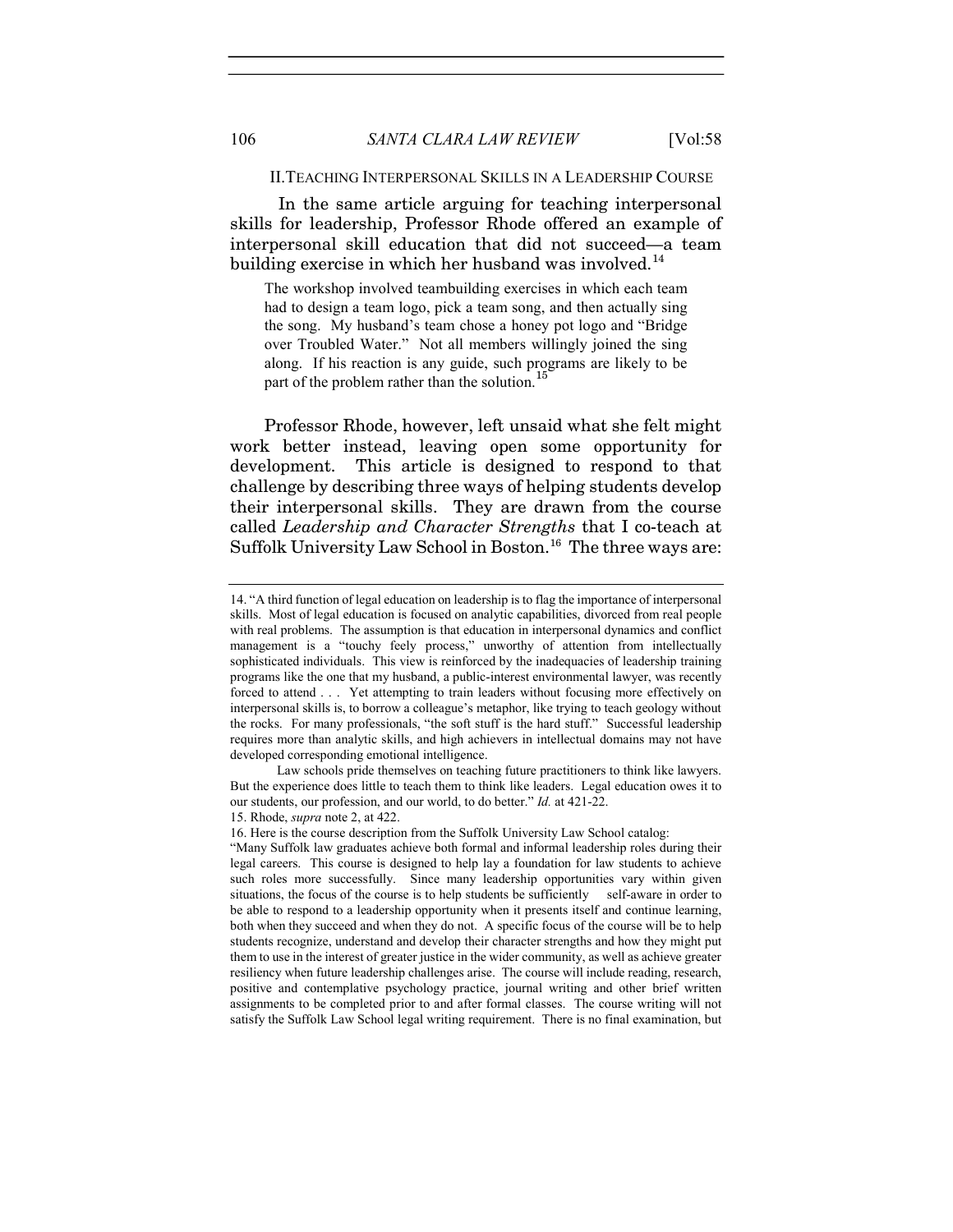## II. Teaching Interpersonal Skills in a Leadership Course

In the same article arguing for teaching interpersonal skills for leadership, Professor Rhode offered an example of interpersonal skill education that did not succeed—a team building exercise in which her husband was involved.[14]

> The workshop involved teambuilding exercises in which each team had to design a team logo, pick a team song, and then actually sing the song. My husband's team chose a honey pot logo and "Bridge over Troubled Water." Not all members willingly joined the sing along. If his reaction is any guide, such programs are likely to be part of the problem rather than the solution.[15]

Professor Rhode, however, left unsaid what she felt might work better instead, leaving open some opportunity for development. This article is designed to respond to that challenge by describing three ways of helping students develop their interpersonal skills. They are drawn from the course called *Leadership and Character Strengths* that I co-teach at Suffolk University Law School in Boston.[16] The three ways are:

---

14. "A third function of legal education on leadership is to flag the importance of interpersonal skills. Most of legal education is focused on analytic capabilities, divorced from real people with real problems. The assumption is that education in interpersonal dynamics and conflict management is a "touchy feely process," unworthy of attention from intellectually sophisticated individuals. This view is reinforced by the inadequacies of leadership training programs like the one that my husband, a public-interest environmental lawyer, was recently forced to attend . . . Yet attempting to train leaders without focusing more effectively on interpersonal skills is, to borrow a colleague's metaphor, like trying to teach geology without the rocks. For many professionals, "the soft stuff is the hard stuff." Successful leadership requires more than analytic skills, and high achievers in intellectual domains may not have developed corresponding emotional intelligence.

Law schools pride themselves on teaching future practitioners to think like lawyers. But the experience does little to teach them to think like leaders. Legal education owes it to our students, our profession, and our world, to do better." *Id.* at 421-22.

15. Rhode, *supra* note 2, at 422.

16. Here is the course description from the Suffolk University Law School catalog:

"Many Suffolk law graduates achieve both formal and informal leadership roles during their legal careers. This course is designed to help lay a foundation for law students to achieve such roles more successfully. Since many leadership opportunities vary within given situations, the focus of the course is to help students be sufficiently self-aware in order to be able to respond to a leadership opportunity when it presents itself and continue learning, both when they succeed and when they do not. A specific focus of the course will be to help students recognize, understand and develop their character strengths and how they might put them to use in the interest of greater justice in the wider community, as well as achieve greater resiliency when future leadership challenges arise. The course will include reading, research, positive and contemplative psychology practice, journal writing and other brief written assignments to be completed prior to and after formal classes. The course writing will not satisfy the Suffolk Law School legal writing requirement. There is no final examination, but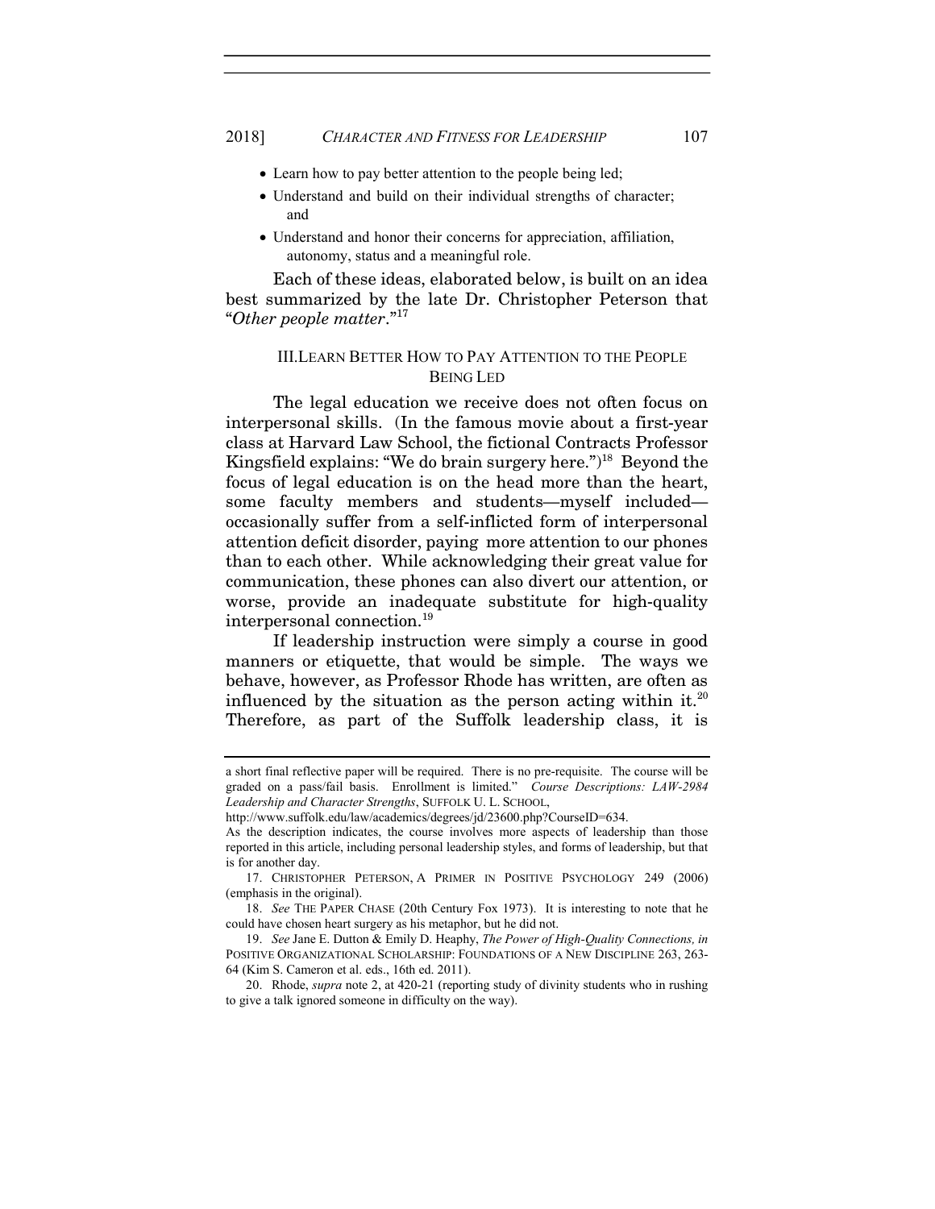- Learn how to pay better attention to the people being led;
- Understand and build on their individual strengths of character; and
- Understand and honor their concerns for appreciation, affiliation, autonomy, status and a meaningful role.

Each of these ideas, elaborated below, is built on an idea best summarized by the late Dr. Christopher Peterson that "*Other people matter*."[17]

## III. LEARN BETTER HOW TO PAY ATTENTION TO THE PEOPLE BEING LED

The legal education we receive does not often focus on interpersonal skills. (In the famous movie about a first-year class at Harvard Law School, the fictional Contracts Professor Kingsfield explains: "We do brain surgery here.")[18] Beyond the focus of legal education is on the head more than the heart, some faculty members and students—myself included—occasionally suffer from a self-inflicted form of interpersonal attention deficit disorder, paying more attention to our phones than to each other. While acknowledging their great value for communication, these phones can also divert our attention, or worse, provide an inadequate substitute for high-quality interpersonal connection.[19]

If leadership instruction were simply a course in good manners or etiquette, that would be simple. The ways we behave, however, as Professor Rhode has written, are often as influenced by the situation as the person acting within it.[20] Therefore, as part of the Suffolk leadership class, it is

---

a short final reflective paper will be required. There is no pre-requisite. The course will be graded on a pass/fail basis. Enrollment is limited." *Course Descriptions: LAW-2984 Leadership and Character Strengths*, SUFFOLK U. L. SCHOOL, http://www.suffolk.edu/law/academics/degrees/jd/23600.php?CourseID=634.

As the description indicates, the course involves more aspects of leadership than those reported in this article, including personal leadership styles, and forms of leadership, but that is for another day.

17. CHRISTOPHER PETERSON, A PRIMER IN POSITIVE PSYCHOLOGY 249 (2006) (emphasis in the original).

18. *See* THE PAPER CHASE (20th Century Fox 1973). It is interesting to note that he could have chosen heart surgery as his metaphor, but he did not.

19. *See* Jane E. Dutton & Emily D. Heaphy, *The Power of High-Quality Connections, in* POSITIVE ORGANIZATIONAL SCHOLARSHIP: FOUNDATIONS OF A NEW DISCIPLINE 263, 263-64 (Kim S. Cameron et al. eds., 16th ed. 2011).

20. Rhode, *supra* note 2, at 420-21 (reporting study of divinity students who in rushing to give a talk ignored someone in difficulty on the way).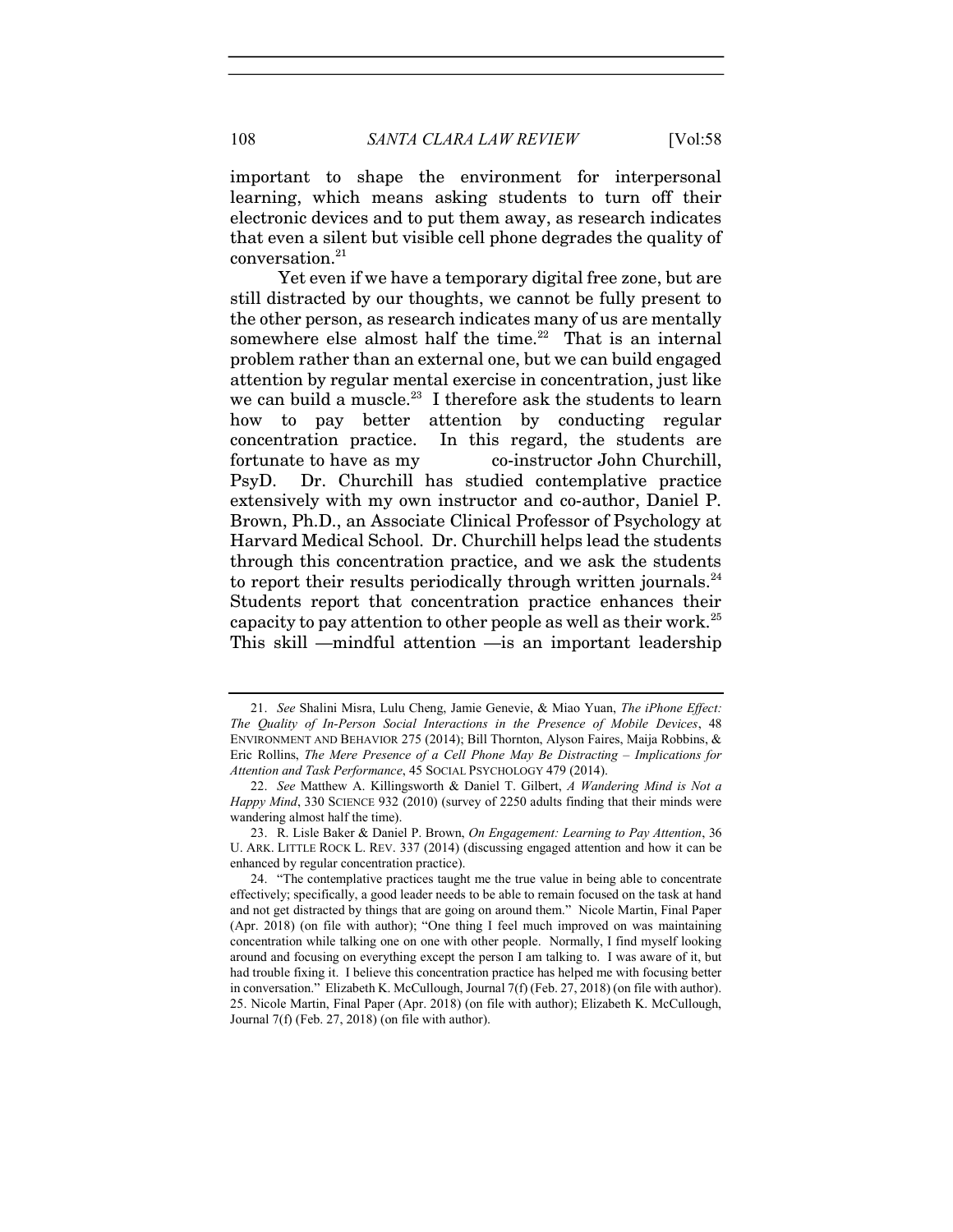important to shape the environment for interpersonal learning, which means asking students to turn off their electronic devices and to put them away, as research indicates that even a silent but visible cell phone degrades the quality of conversation.[21]

Yet even if we have a temporary digital free zone, but are still distracted by our thoughts, we cannot be fully present to the other person, as research indicates many of us are mentally somewhere else almost half the time.[22] That is an internal problem rather than an external one, but we can build engaged attention by regular mental exercise in concentration, just like we can build a muscle.[23] I therefore ask the students to learn how to pay better attention by conducting regular concentration practice. In this regard, the students are fortunate to have as my co-instructor John Churchill, PsyD. Dr. Churchill has studied contemplative practice extensively with my own instructor and co-author, Daniel P. Brown, Ph.D., an Associate Clinical Professor of Psychology at Harvard Medical School. Dr. Churchill helps lead the students through this concentration practice, and we ask the students to report their results periodically through written journals.[24] Students report that concentration practice enhances their capacity to pay attention to other people as well as their work.[25] This skill —mindful attention —is an important leadership

---

21. *See* Shalini Misra, Lulu Cheng, Jamie Genevie, & Miao Yuan, *The iPhone Effect: The Quality of In-Person Social Interactions in the Presence of Mobile Devices*, 48 ENVIRONMENT AND BEHAVIOR 275 (2014); Bill Thornton, Alyson Faires, Maija Robbins, & Eric Rollins, *The Mere Presence of a Cell Phone May Be Distracting – Implications for Attention and Task Performance*, 45 SOCIAL PSYCHOLOGY 479 (2014).

22. *See* Matthew A. Killingsworth & Daniel T. Gilbert, *A Wandering Mind is Not a Happy Mind*, 330 SCIENCE 932 (2010) (survey of 2250 adults finding that their minds were wandering almost half the time).

23. R. Lisle Baker & Daniel P. Brown, *On Engagement: Learning to Pay Attention*, 36 U. ARK. LITTLE ROCK L. REV. 337 (2014) (discussing engaged attention and how it can be enhanced by regular concentration practice).

24. "The contemplative practices taught me the true value in being able to concentrate effectively; specifically, a good leader needs to be able to remain focused on the task at hand and not get distracted by things that are going on around them." Nicole Martin, Final Paper (Apr. 2018) (on file with author); "One thing I feel much improved on was maintaining concentration while talking one on one with other people. Normally, I find myself looking around and focusing on everything except the person I am talking to. I was aware of it, but had trouble fixing it. I believe this concentration practice has helped me with focusing better in conversation." Elizabeth K. McCullough, Journal 7(f) (Feb. 27, 2018) (on file with author).

25. Nicole Martin, Final Paper (Apr. 2018) (on file with author); Elizabeth K. McCullough, Journal 7(f) (Feb. 27, 2018) (on file with author).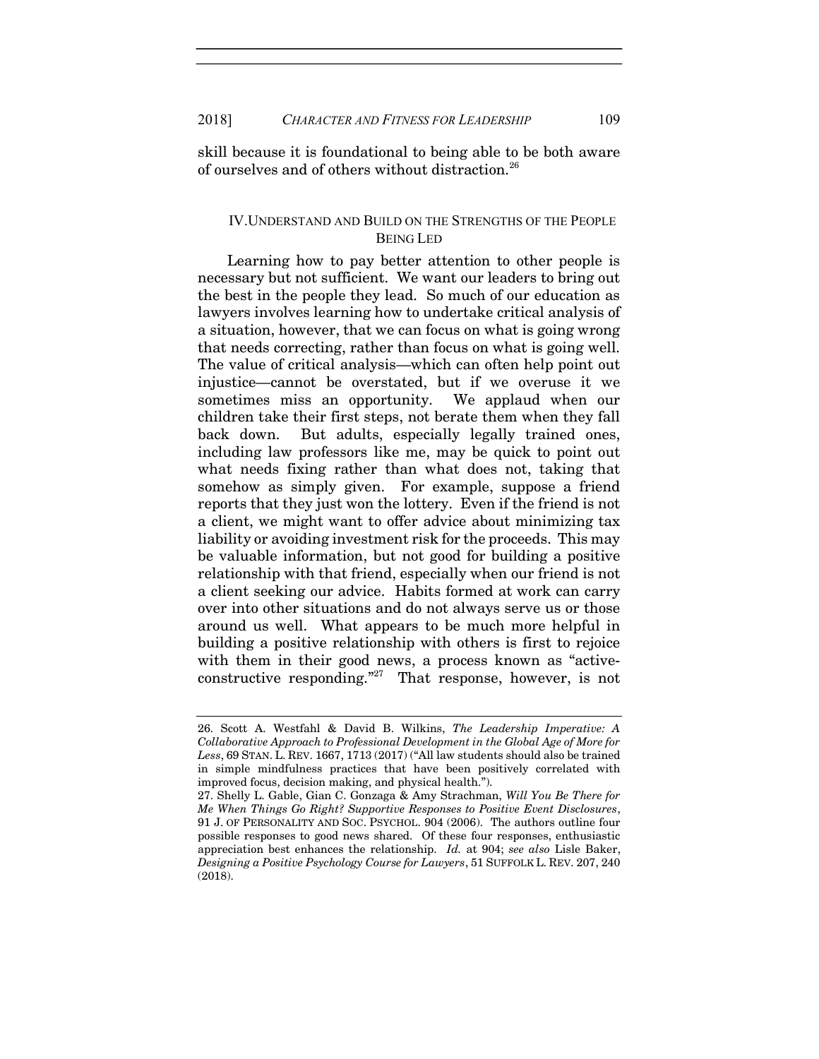skill because it is foundational to being able to be both aware of ourselves and of others without distraction.[26]

## IV. UNDERSTAND AND BUILD ON THE STRENGTHS OF THE PEOPLE BEING LED

Learning how to pay better attention to other people is necessary but not sufficient. We want our leaders to bring out the best in the people they lead. So much of our education as lawyers involves learning how to undertake critical analysis of a situation, however, that we can focus on what is going wrong that needs correcting, rather than focus on what is going well. The value of critical analysis—which can often help point out injustice—cannot be overstated, but if we overuse it we sometimes miss an opportunity. We applaud when our children take their first steps, not berate them when they fall back down. But adults, especially legally trained ones, including law professors like me, may be quick to point out what needs fixing rather than what does not, taking that somehow as simply given. For example, suppose a friend reports that they just won the lottery. Even if the friend is not a client, we might want to offer advice about minimizing tax liability or avoiding investment risk for the proceeds. This may be valuable information, but not good for building a positive relationship with that friend, especially when our friend is not a client seeking our advice. Habits formed at work can carry over into other situations and do not always serve us or those around us well. What appears to be much more helpful in building a positive relationship with others is first to rejoice with them in their good news, a process known as "active-constructive responding."[27] That response, however, is not

---

26. Scott A. Westfahl & David B. Wilkins, *The Leadership Imperative: A Collaborative Approach to Professional Development in the Global Age of More for Less*, 69 STAN. L. REV. 1667, 1713 (2017) ("All law students should also be trained in simple mindfulness practices that have been positively correlated with improved focus, decision making, and physical health.").

27. Shelly L. Gable, Gian C. Gonzaga & Amy Strachman, *Will You Be There for Me When Things Go Right? Supportive Responses to Positive Event Disclosures*, 91 J. OF PERSONALITY AND SOC. PSYCHOL. 904 (2006). The authors outline four possible responses to good news shared. Of these four responses, enthusiastic appreciation best enhances the relationship. *Id.* at 904; *see also* Lisle Baker, *Designing a Positive Psychology Course for Lawyers*, 51 SUFFOLK L. REV. 207, 240 (2018).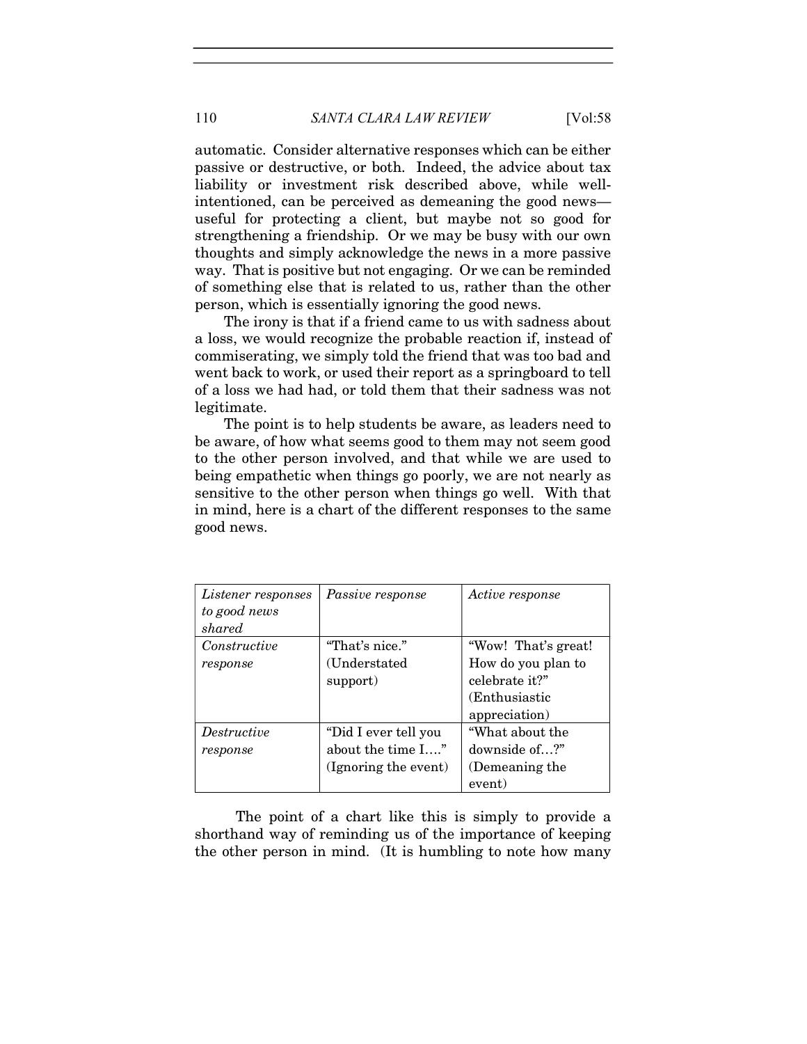automatic. Consider alternative responses which can be either passive or destructive, or both. Indeed, the advice about tax liability or investment risk described above, while well-intentioned, can be perceived as demeaning the good news—useful for protecting a client, but maybe not so good for strengthening a friendship. Or we may be busy with our own thoughts and simply acknowledge the news in a more passive way. That is positive but not engaging. Or we can be reminded of something else that is related to us, rather than the other person, which is essentially ignoring the good news.

The irony is that if a friend came to us with sadness about a loss, we would recognize the probable reaction if, instead of commiserating, we simply told the friend that was too bad and went back to work, or used their report as a springboard to tell of a loss we had had, or told them that their sadness was not legitimate.

The point is to help students be aware, as leaders need to be aware, of how what seems good to them may not seem good to the other person involved, and that while we are used to being empathetic when things go poorly, we are not nearly as sensitive to the other person when things go well. With that in mind, here is a chart of the different responses to the same good news.

| *Listener responses to good news shared* | *Passive response* | *Active response* |
|---|---|---|
| *Constructive response* | "That's nice." (Understated support) | "Wow! That's great! How do you plan to celebrate it?" (Enthusiastic appreciation) |
| *Destructive response* | "Did I ever tell you about the time I…." (Ignoring the event) | "What about the downside of…?" (Demeaning the event) |

The point of a chart like this is simply to provide a shorthand way of reminding us of the importance of keeping the other person in mind. (It is humbling to note how many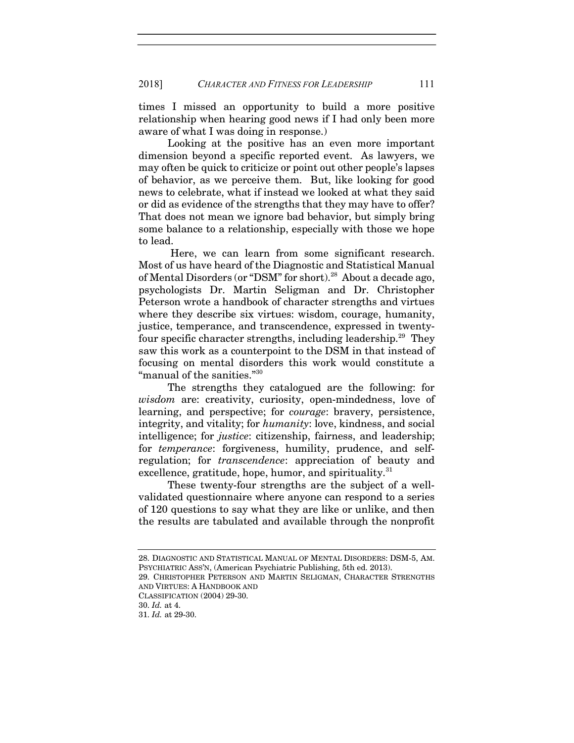times I missed an opportunity to build a more positive relationship when hearing good news if I had only been more aware of what I was doing in response.)

Looking at the positive has an even more important dimension beyond a specific reported event. As lawyers, we may often be quick to criticize or point out other people's lapses of behavior, as we perceive them. But, like looking for good news to celebrate, what if instead we looked at what they said or did as evidence of the strengths that they may have to offer? That does not mean we ignore bad behavior, but simply bring some balance to a relationship, especially with those we hope to lead.

Here, we can learn from some significant research. Most of us have heard of the Diagnostic and Statistical Manual of Mental Disorders (or "DSM" for short).[28] About a decade ago, psychologists Dr. Martin Seligman and Dr. Christopher Peterson wrote a handbook of character strengths and virtues where they describe six virtues: wisdom, courage, humanity, justice, temperance, and transcendence, expressed in twenty-four specific character strengths, including leadership.[29] They saw this work as a counterpoint to the DSM in that instead of focusing on mental disorders this work would constitute a "manual of the sanities."[30]

The strengths they catalogued are the following: for *wisdom* are: creativity, curiosity, open-mindedness, love of learning, and perspective; for *courage*: bravery, persistence, integrity, and vitality; for *humanity*: love, kindness, and social intelligence; for *justice*: citizenship, fairness, and leadership; for *temperance*: forgiveness, humility, prudence, and self-regulation; for *transcendence*: appreciation of beauty and excellence, gratitude, hope, humor, and spirituality.[31]

These twenty-four strengths are the subject of a well-validated questionnaire where anyone can respond to a series of 120 questions to say what they are like or unlike, and then the results are tabulated and available through the nonprofit

---

28. DIAGNOSTIC AND STATISTICAL MANUAL OF MENTAL DISORDERS: DSM-5, AM. PSYCHIATRIC ASS'N, (American Psychiatric Publishing, 5th ed. 2013).

29. CHRISTOPHER PETERSON AND MARTIN SELIGMAN, CHARACTER STRENGTHS AND VIRTUES: A HANDBOOK AND CLASSIFICATION (2004) 29-30.

30. *Id.* at 4.

31. *Id.* at 29-30.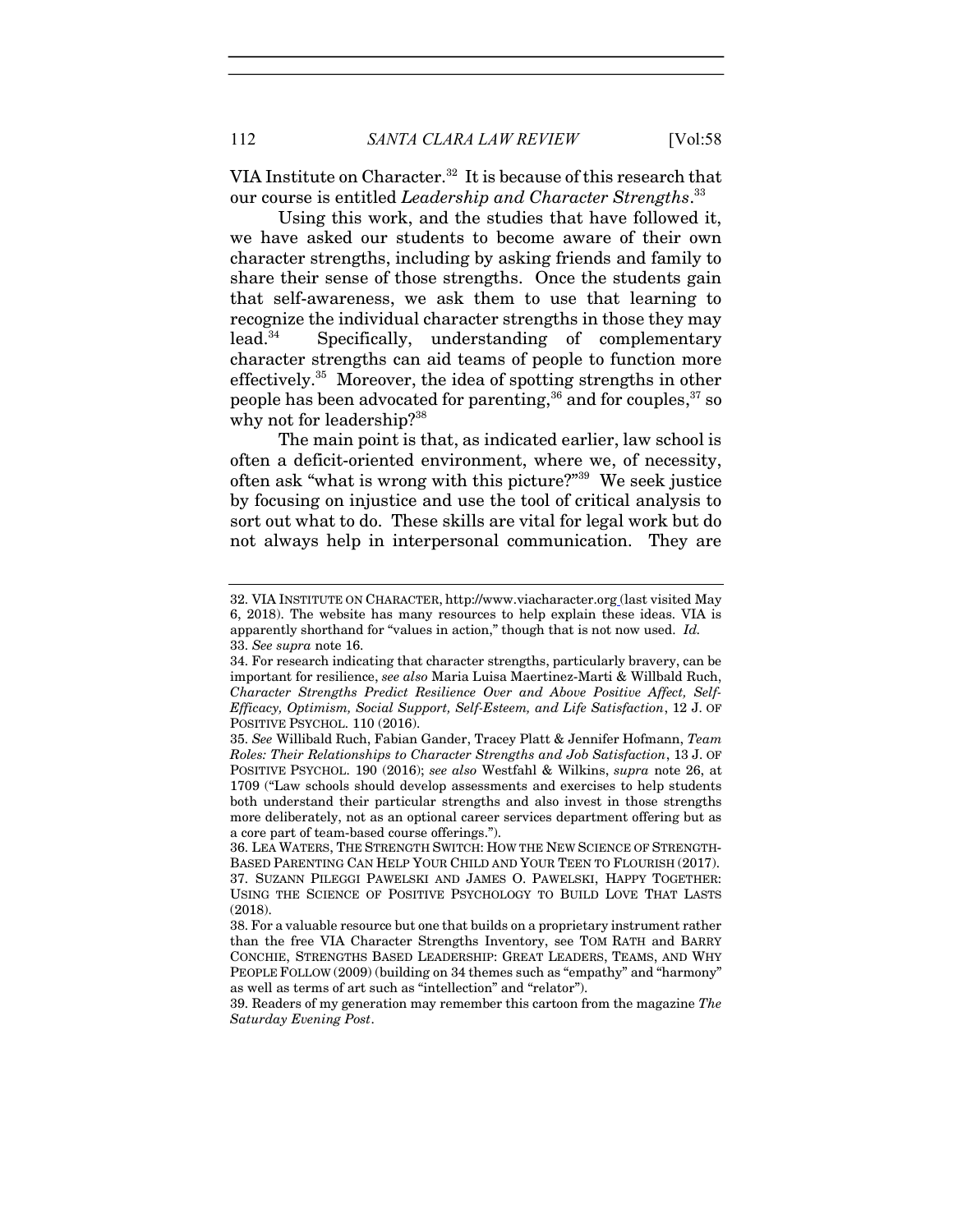VIA Institute on Character.[32] It is because of this research that our course is entitled *Leadership and Character Strengths*.[33]

Using this work, and the studies that have followed it, we have asked our students to become aware of their own character strengths, including by asking friends and family to share their sense of those strengths. Once the students gain that self-awareness, we ask them to use that learning to recognize the individual character strengths in those they may lead.[34] Specifically, understanding of complementary character strengths can aid teams of people to function more effectively.[35] Moreover, the idea of spotting strengths in other people has been advocated for parenting,[36] and for couples,[37] so why not for leadership?[38]

The main point is that, as indicated earlier, law school is often a deficit-oriented environment, where we, of necessity, often ask "what is wrong with this picture?"[39] We seek justice by focusing on injustice and use the tool of critical analysis to sort out what to do. These skills are vital for legal work but do not always help in interpersonal communication. They are

---

32. VIA INSTITUTE ON CHARACTER, http://www.viacharacter.org (last visited May 6, 2018). The website has many resources to help explain these ideas. VIA is apparently shorthand for "values in action," though that is not now used. *Id.*

33. *See supra* note 16.

34. For research indicating that character strengths, particularly bravery, can be important for resilience, *see also* Maria Luisa Maertinez-Marti & Willbald Ruch, *Character Strengths Predict Resilience Over and Above Positive Affect, Self-Efficacy, Optimism, Social Support, Self-Esteem, and Life Satisfaction*, 12 J. OF POSITIVE PSYCHOL. 110 (2016).

35. *See* Willibald Ruch, Fabian Gander, Tracey Platt & Jennifer Hofmann, *Team Roles: Their Relationships to Character Strengths and Job Satisfaction*, 13 J. OF POSITIVE PSYCHOL. 190 (2016); *see also* Westfahl & Wilkins, *supra* note 26, at 1709 ("Law schools should develop assessments and exercises to help students both understand their particular strengths and also invest in those strengths more deliberately, not as an optional career services department offering but as a core part of team-based course offerings.").

36. LEA WATERS, THE STRENGTH SWITCH: HOW THE NEW SCIENCE OF STRENGTH-BASED PARENTING CAN HELP YOUR CHILD AND YOUR TEEN TO FLOURISH (2017).

37. SUZANN PILEGGI PAWELSKI AND JAMES O. PAWELSKI, HAPPY TOGETHER: USING THE SCIENCE OF POSITIVE PSYCHOLOGY TO BUILD LOVE THAT LASTS (2018).

38. For a valuable resource but one that builds on a proprietary instrument rather than the free VIA Character Strengths Inventory, see TOM RATH and BARRY CONCHIE, STRENGTHS BASED LEADERSHIP: GREAT LEADERS, TEAMS, AND WHY PEOPLE FOLLOW (2009) (building on 34 themes such as "empathy" and "harmony" as well as terms of art such as "intellection" and "relator").

39. Readers of my generation may remember this cartoon from the magazine *The Saturday Evening Post*.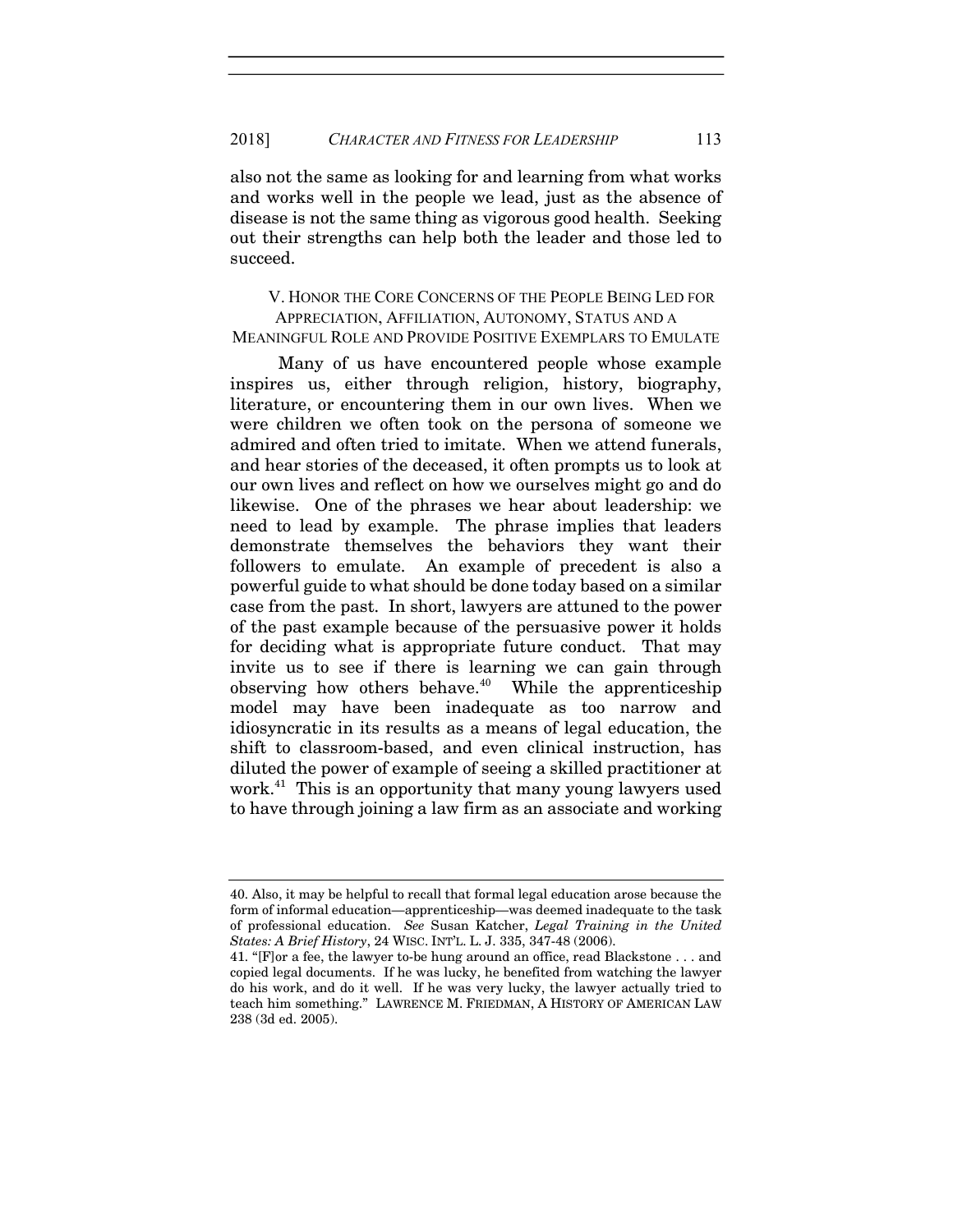also not the same as looking for and learning from what works and works well in the people we lead, just as the absence of disease is not the same thing as vigorous good health. Seeking out their strengths can help both the leader and those led to succeed.

## V. Honor the Core Concerns of the People Being Led for Appreciation, Affiliation, Autonomy, Status and a Meaningful Role and Provide Positive Exemplars to Emulate

Many of us have encountered people whose example inspires us, either through religion, history, biography, literature, or encountering them in our own lives. When we were children we often took on the persona of someone we admired and often tried to imitate. When we attend funerals, and hear stories of the deceased, it often prompts us to look at our own lives and reflect on how we ourselves might go and do likewise. One of the phrases we hear about leadership: we need to lead by example. The phrase implies that leaders demonstrate themselves the behaviors they want their followers to emulate. An example of precedent is also a powerful guide to what should be done today based on a similar case from the past. In short, lawyers are attuned to the power of the past example because of the persuasive power it holds for deciding what is appropriate future conduct. That may invite us to see if there is learning we can gain through observing how others behave.[40] While the apprenticeship model may have been inadequate as too narrow and idiosyncratic in its results as a means of legal education, the shift to classroom-based, and even clinical instruction, has diluted the power of example of seeing a skilled practitioner at work.[41] This is an opportunity that many young lawyers used to have through joining a law firm as an associate and working

---

40. Also, it may be helpful to recall that formal legal education arose because the form of informal education—apprenticeship—was deemed inadequate to the task of professional education. *See* Susan Katcher, *Legal Training in the United States: A Brief History*, 24 WISC. INT'L. L. J. 335, 347-48 (2006).

41. "[F]or a fee, the lawyer to-be hung around an office, read Blackstone . . . and copied legal documents. If he was lucky, he benefited from watching the lawyer do his work, and do it well. If he was very lucky, the lawyer actually tried to teach him something." LAWRENCE M. FRIEDMAN, A HISTORY OF AMERICAN LAW 238 (3d ed. 2005).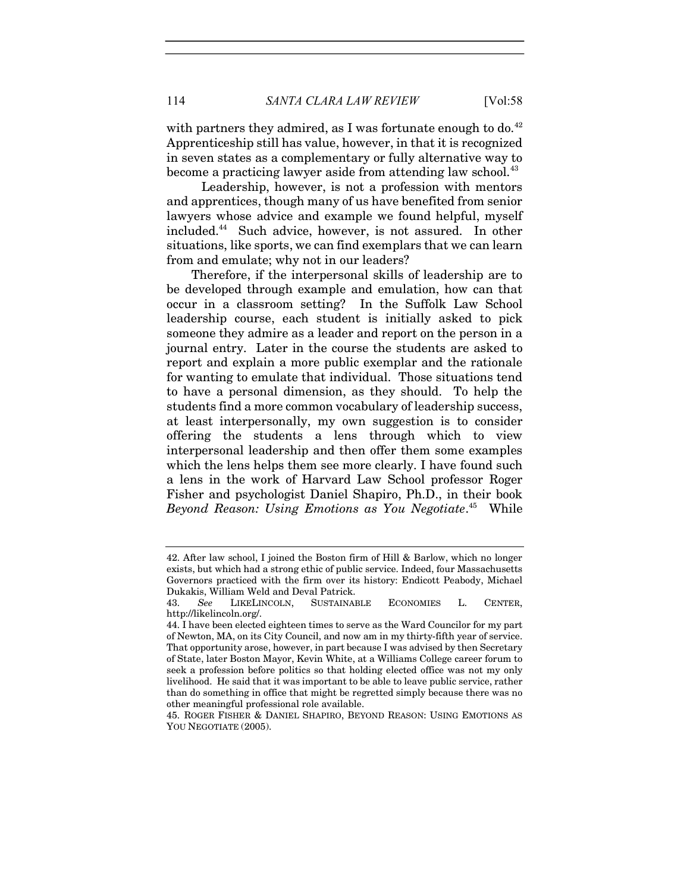with partners they admired, as I was fortunate enough to do.[42] Apprenticeship still has value, however, in that it is recognized in seven states as a complementary or fully alternative way to become a practicing lawyer aside from attending law school.[43]

Leadership, however, is not a profession with mentors and apprentices, though many of us have benefited from senior lawyers whose advice and example we found helpful, myself included.[44] Such advice, however, is not assured. In other situations, like sports, we can find exemplars that we can learn from and emulate; why not in our leaders?

Therefore, if the interpersonal skills of leadership are to be developed through example and emulation, how can that occur in a classroom setting? In the Suffolk Law School leadership course, each student is initially asked to pick someone they admire as a leader and report on the person in a journal entry. Later in the course the students are asked to report and explain a more public exemplar and the rationale for wanting to emulate that individual. Those situations tend to have a personal dimension, as they should. To help the students find a more common vocabulary of leadership success, at least interpersonally, my own suggestion is to consider offering the students a lens through which to view interpersonal leadership and then offer them some examples which the lens helps them see more clearly. I have found such a lens in the work of Harvard Law School professor Roger Fisher and psychologist Daniel Shapiro, Ph.D., in their book *Beyond Reason: Using Emotions as You Negotiate*.[45] While

---

42. After law school, I joined the Boston firm of Hill & Barlow, which no longer exists, but which had a strong ethic of public service. Indeed, four Massachusetts Governors practiced with the firm over its history: Endicott Peabody, Michael Dukakis, William Weld and Deval Patrick.

43. *See* LIKELINCOLN, SUSTAINABLE ECONOMIES L. CENTER, http://likelincoln.org/.

44. I have been elected eighteen times to serve as the Ward Councilor for my part of Newton, MA, on its City Council, and now am in my thirty-fifth year of service. That opportunity arose, however, in part because I was advised by then Secretary of State, later Boston Mayor, Kevin White, at a Williams College career forum to seek a profession before politics so that holding elected office was not my only livelihood. He said that it was important to be able to leave public service, rather than do something in office that might be regretted simply because there was no other meaningful professional role available.

45. ROGER FISHER & DANIEL SHAPIRO, BEYOND REASON: USING EMOTIONS AS YOU NEGOTIATE (2005).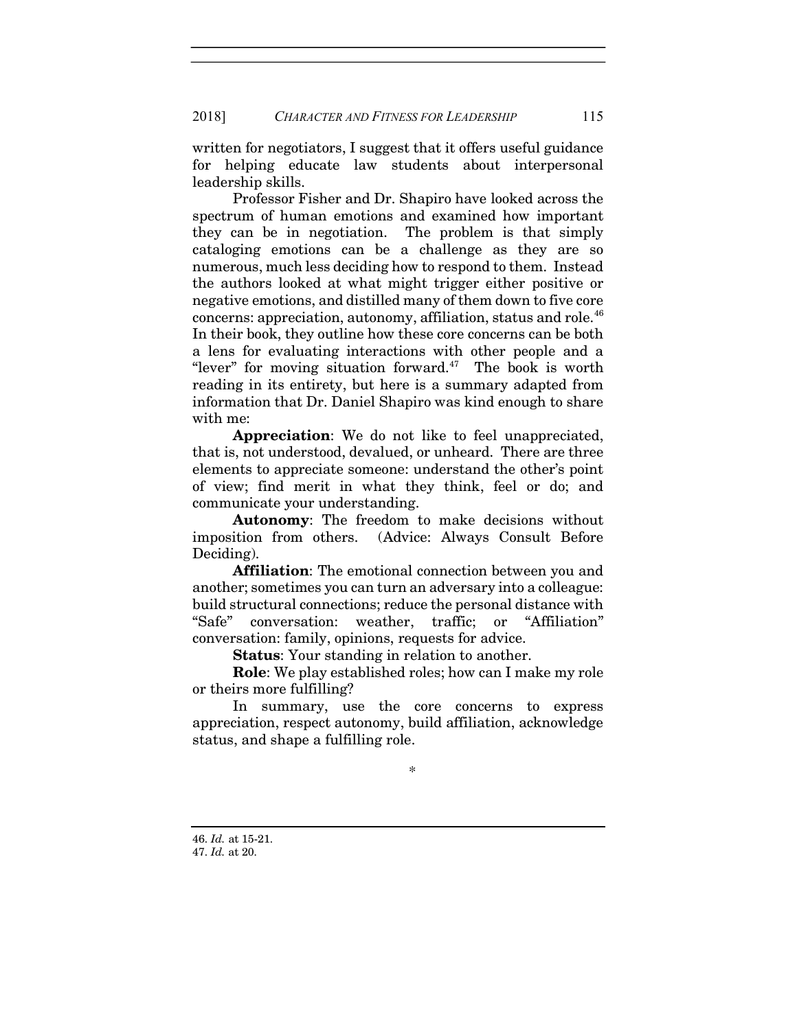written for negotiators, I suggest that it offers useful guidance for helping educate law students about interpersonal leadership skills.

Professor Fisher and Dr. Shapiro have looked across the spectrum of human emotions and examined how important they can be in negotiation. The problem is that simply cataloging emotions can be a challenge as they are so numerous, much less deciding how to respond to them. Instead the authors looked at what might trigger either positive or negative emotions, and distilled many of them down to five core concerns: appreciation, autonomy, affiliation, status and role.[46] In their book, they outline how these core concerns can be both a lens for evaluating interactions with other people and a "lever" for moving situation forward.[47] The book is worth reading in its entirety, but here is a summary adapted from information that Dr. Daniel Shapiro was kind enough to share with me:

**Appreciation**: We do not like to feel unappreciated, that is, not understood, devalued, or unheard. There are three elements to appreciate someone: understand the other's point of view; find merit in what they think, feel or do; and communicate your understanding.

**Autonomy**: The freedom to make decisions without imposition from others. (Advice: Always Consult Before Deciding).

**Affiliation**: The emotional connection between you and another; sometimes you can turn an adversary into a colleague: build structural connections; reduce the personal distance with "Safe" conversation: weather, traffic; or "Affiliation" conversation: family, opinions, requests for advice.

**Status**: Your standing in relation to another.

**Role**: We play established roles; how can I make my role or theirs more fulfilling?

In summary, use the core concerns to express appreciation, respect autonomy, build affiliation, acknowledge status, and shape a fulfilling role.

*

46. *Id.* at 15-21.
47. *Id.* at 20.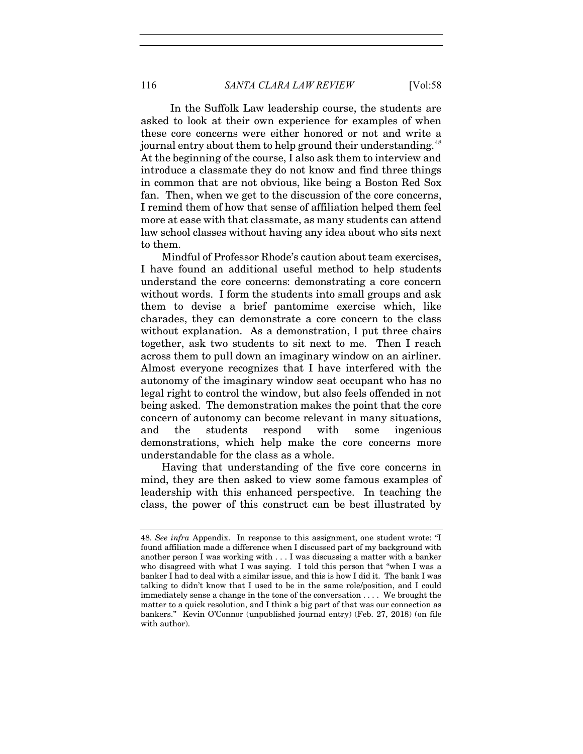In the Suffolk Law leadership course, the students are asked to look at their own experience for examples of when these core concerns were either honored or not and write a journal entry about them to help ground their understanding.[48] At the beginning of the course, I also ask them to interview and introduce a classmate they do not know and find three things in common that are not obvious, like being a Boston Red Sox fan. Then, when we get to the discussion of the core concerns, I remind them of how that sense of affiliation helped them feel more at ease with that classmate, as many students can attend law school classes without having any idea about who sits next to them.

Mindful of Professor Rhode's caution about team exercises, I have found an additional useful method to help students understand the core concerns: demonstrating a core concern without words. I form the students into small groups and ask them to devise a brief pantomime exercise which, like charades, they can demonstrate a core concern to the class without explanation. As a demonstration, I put three chairs together, ask two students to sit next to me. Then I reach across them to pull down an imaginary window on an airliner. Almost everyone recognizes that I have interfered with the autonomy of the imaginary window seat occupant who has no legal right to control the window, but also feels offended in not being asked. The demonstration makes the point that the core concern of autonomy can become relevant in many situations, and the students respond with some ingenious demonstrations, which help make the core concerns more understandable for the class as a whole.

Having that understanding of the five core concerns in mind, they are then asked to view some famous examples of leadership with this enhanced perspective. In teaching the class, the power of this construct can be best illustrated by

---

48. *See infra* Appendix. In response to this assignment, one student wrote: "I found affiliation made a difference when I discussed part of my background with another person I was working with . . . I was discussing a matter with a banker who disagreed with what I was saying. I told this person that "when I was a banker I had to deal with a similar issue, and this is how I did it. The bank I was talking to didn't know that I used to be in the same role/position, and I could immediately sense a change in the tone of the conversation . . . . We brought the matter to a quick resolution, and I think a big part of that was our connection as bankers." Kevin O'Connor (unpublished journal entry) (Feb. 27, 2018) (on file with author).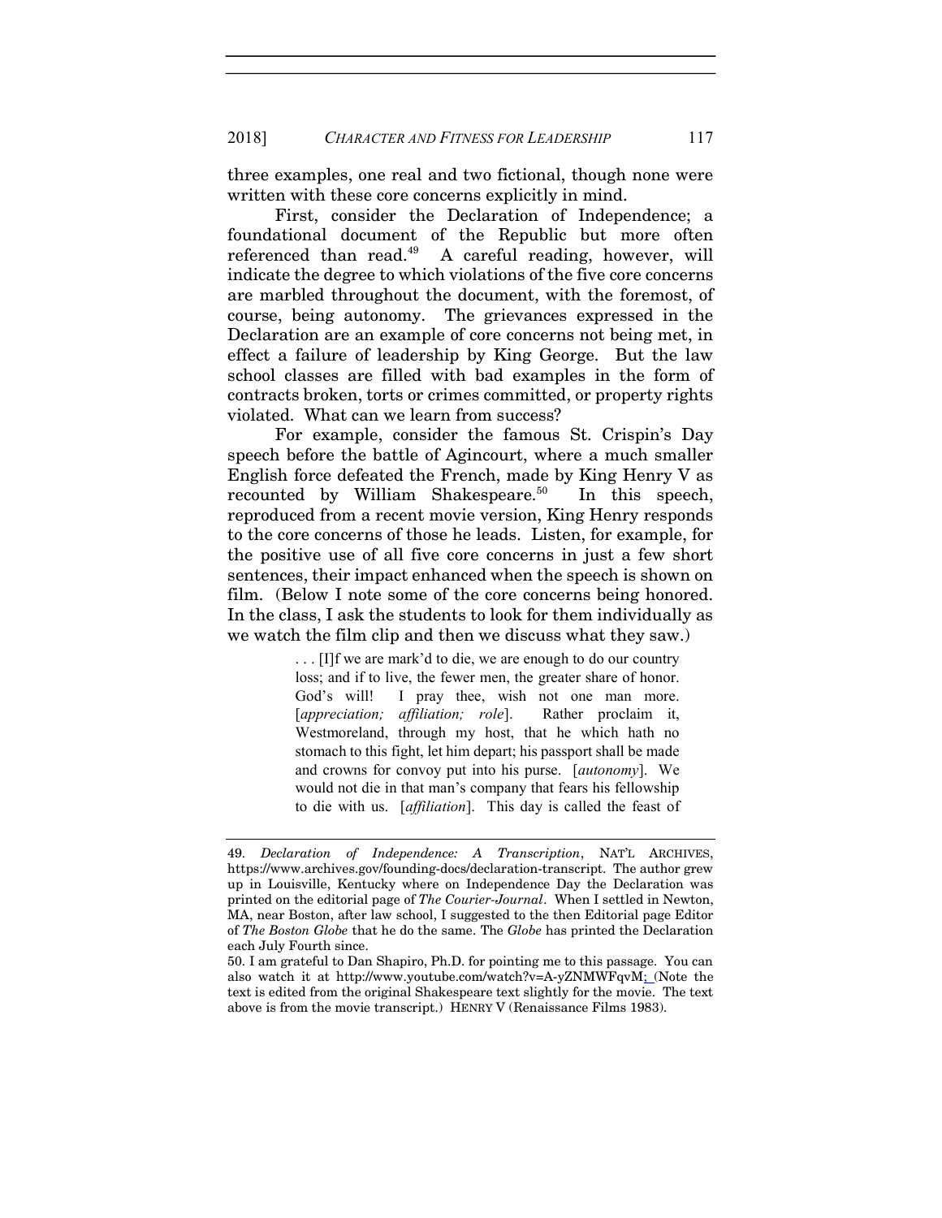three examples, one real and two fictional, though none were written with these core concerns explicitly in mind.

First, consider the Declaration of Independence; a foundational document of the Republic but more often referenced than read.[49] A careful reading, however, will indicate the degree to which violations of the five core concerns are marbled throughout the document, with the foremost, of course, being autonomy. The grievances expressed in the Declaration are an example of core concerns not being met, in effect a failure of leadership by King George. But the law school classes are filled with bad examples in the form of contracts broken, torts or crimes committed, or property rights violated. What can we learn from success?

For example, consider the famous St. Crispin's Day speech before the battle of Agincourt, where a much smaller English force defeated the French, made by King Henry V as recounted by William Shakespeare.[50] In this speech, reproduced from a recent movie version, King Henry responds to the core concerns of those he leads. Listen, for example, for the positive use of all five core concerns in just a few short sentences, their impact enhanced when the speech is shown on film. (Below I note some of the core concerns being honored. In the class, I ask the students to look for them individually as we watch the film clip and then we discuss what they saw.)

> . . . [I]f we are mark'd to die, we are enough to do our country loss; and if to live, the fewer men, the greater share of honor. God's will! I pray thee, wish not one man more. [*appreciation; affiliation; role*]. Rather proclaim it, Westmoreland, through my host, that he which hath no stomach to this fight, let him depart; his passport shall be made and crowns for convoy put into his purse. [*autonomy*]. We would not die in that man's company that fears his fellowship to die with us. [*affiliation*]. This day is called the feast of

---

49. *Declaration of Independence: A Transcription*, NAT'L ARCHIVES, https://www.archives.gov/founding-docs/declaration-transcript. The author grew up in Louisville, Kentucky where on Independence Day the Declaration was printed on the editorial page of *The Courier-Journal*. When I settled in Newton, MA, near Boston, after law school, I suggested to the then Editorial page Editor of *The Boston Globe* that he do the same. The *Globe* has printed the Declaration each July Fourth since.

50. I am grateful to Dan Shapiro, Ph.D. for pointing me to this passage. You can also watch it at http://www.youtube.com/watch?v=A-yZNMWFqvM; (Note the text is edited from the original Shakespeare text slightly for the movie. The text above is from the movie transcript.) HENRY V (Renaissance Films 1983).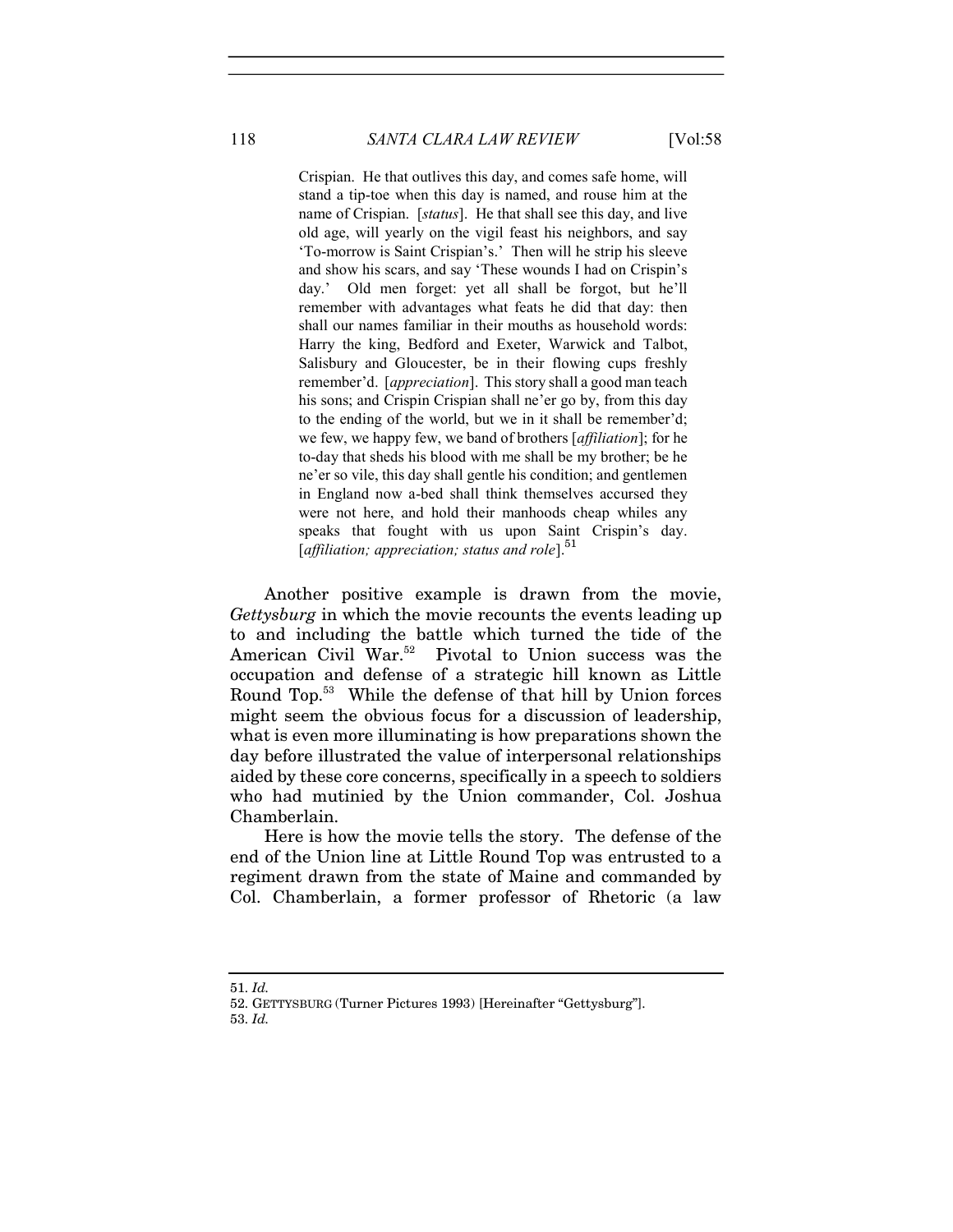> Crispian. He that outlives this day, and comes safe home, will stand a tip-toe when this day is named, and rouse him at the name of Crispian. [*status*]. He that shall see this day, and live old age, will yearly on the vigil feast his neighbors, and say 'To-morrow is Saint Crispian's.' Then will he strip his sleeve and show his scars, and say 'These wounds I had on Crispin's day.' Old men forget: yet all shall be forgot, but he'll remember with advantages what feats he did that day: then shall our names familiar in their mouths as household words: Harry the king, Bedford and Exeter, Warwick and Talbot, Salisbury and Gloucester, be in their flowing cups freshly remember'd. [*appreciation*]. This story shall a good man teach his sons; and Crispin Crispian shall ne'er go by, from this day to the ending of the world, but we in it shall be remember'd; we few, we happy few, we band of brothers [*affiliation*]; for he to-day that sheds his blood with me shall be my brother; be he ne'er so vile, this day shall gentle his condition; and gentlemen in England now a-bed shall think themselves accursed they were not here, and hold their manhoods cheap whiles any speaks that fought with us upon Saint Crispin's day. [*affiliation; appreciation; status and role*].[51]

Another positive example is drawn from the movie, *Gettysburg* in which the movie recounts the events leading up to and including the battle which turned the tide of the American Civil War.[52] Pivotal to Union success was the occupation and defense of a strategic hill known as Little Round Top.[53] While the defense of that hill by Union forces might seem the obvious focus for a discussion of leadership, what is even more illuminating is how preparations shown the day before illustrated the value of interpersonal relationships aided by these core concerns, specifically in a speech to soldiers who had mutinied by the Union commander, Col. Joshua Chamberlain.

Here is how the movie tells the story. The defense of the end of the Union line at Little Round Top was entrusted to a regiment drawn from the state of Maine and commanded by Col. Chamberlain, a former professor of Rhetoric (a law

---

51. *Id.*

52. GETTYSBURG (Turner Pictures 1993) [Hereinafter "Gettysburg"].

53. *Id.*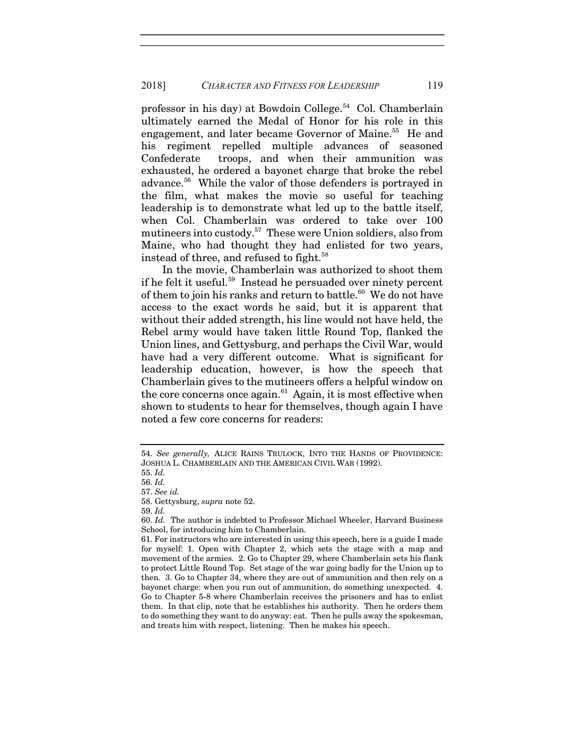professor in his day) at Bowdoin College.[54] Col. Chamberlain ultimately earned the Medal of Honor for his role in this engagement, and later became Governor of Maine.[55] He and his regiment repelled multiple advances of seasoned Confederate troops, and when their ammunition was exhausted, he ordered a bayonet charge that broke the rebel advance.[56] While the valor of those defenders is portrayed in the film, what makes the movie so useful for teaching leadership is to demonstrate what led up to the battle itself, when Col. Chamberlain was ordered to take over 100 mutineers into custody.[57] These were Union soldiers, also from Maine, who had thought they had enlisted for two years, instead of three, and refused to fight.[58]

In the movie, Chamberlain was authorized to shoot them if he felt it useful.[59] Instead he persuaded over ninety percent of them to join his ranks and return to battle.[60] We do not have access to the exact words he said, but it is apparent that without their added strength, his line would not have held, the Rebel army would have taken little Round Top, flanked the Union lines, and Gettysburg, and perhaps the Civil War, would have had a very different outcome. What is significant for leadership education, however, is how the speech that Chamberlain gives to the mutineers offers a helpful window on the core concerns once again.[61] Again, it is most effective when shown to students to hear for themselves, though again I have noted a few core concerns for readers:

---

54. *See generally,* ALICE RAINS TRULOCK, INTO THE HANDS OF PROVIDENCE: JOSHUA L. CHAMBERLAIN AND THE AMERICAN CIVIL WAR (1992).

55. *Id.*

56. *Id.*

57. *See id.*

58. Gettysburg, *supra* note 52.

59. *Id.*

60. *Id.* The author is indebted to Professor Michael Wheeler, Harvard Business School, for introducing him to Chamberlain.

61. For instructors who are interested in using this speech, here is a guide I made for myself: 1. Open with Chapter 2, which sets the stage with a map and movement of the armies. 2. Go to Chapter 29, where Chamberlain sets his flank to protect Little Round Top. Set stage of the war going badly for the Union up to then. 3. Go to Chapter 34, where they are out of ammunition and then rely on a bayonet charge: when you run out of ammunition, do something unexpected. 4. Go to Chapter 5-8 where Chamberlain receives the prisoners and has to enlist them. In that clip, note that he establishes his authority. Then he orders them to do something they want to do anyway: eat. Then he pulls away the spokesman, and treats him with respect, listening. Then he makes his speech.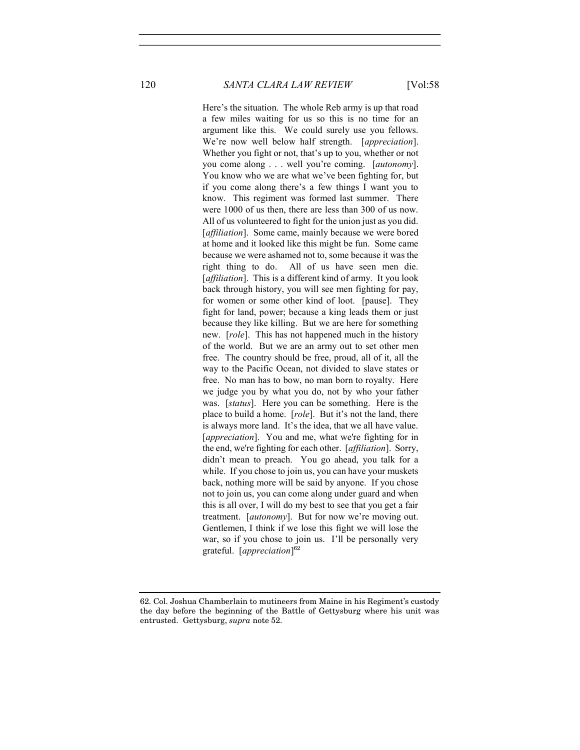> Here's the situation. The whole Reb army is up that road a few miles waiting for us so this is no time for an argument like this. We could surely use you fellows. We're now well below half strength. [*appreciation*]. Whether you fight or not, that's up to you, whether or not you come along . . . well you're coming. [*autonomy*]. You know who we are what we've been fighting for, but if you come along there's a few things I want you to know. This regiment was formed last summer. There were 1000 of us then, there are less than 300 of us now. All of us volunteered to fight for the union just as you did. [*affiliation*]. Some came, mainly because we were bored at home and it looked like this might be fun. Some came because we were ashamed not to, some because it was the right thing to do. All of us have seen men die. [*affiliation*]. This is a different kind of army. It you look back through history, you will see men fighting for pay, for women or some other kind of loot. [pause]. They fight for land, power; because a king leads them or just because they like killing. But we are here for something new. [*role*]. This has not happened much in the history of the world. But we are an army out to set other men free. The country should be free, proud, all of it, all the way to the Pacific Ocean, not divided to slave states or free. No man has to bow, no man born to royalty. Here we judge you by what you do, not by who your father was. [*status*]. Here you can be something. Here is the place to build a home. [*role*]. But it's not the land, there is always more land. It's the idea, that we all have value. [*appreciation*]. You and me, what we're fighting for in the end, we're fighting for each other. [*affiliation*]. Sorry, didn't mean to preach. You go ahead, you talk for a while. If you chose to join us, you can have your muskets back, nothing more will be said by anyone. If you chose not to join us, you can come along under guard and when this is all over, I will do my best to see that you get a fair treatment. [*autonomy*]. But for now we're moving out. Gentlemen, I think if we lose this fight we will lose the war, so if you chose to join us. I'll be personally very grateful. [*appreciation*][62]

62. Col. Joshua Chamberlain to mutineers from Maine in his Regiment's custody the day before the beginning of the Battle of Gettysburg where his unit was entrusted. Gettysburg, *supra* note 52.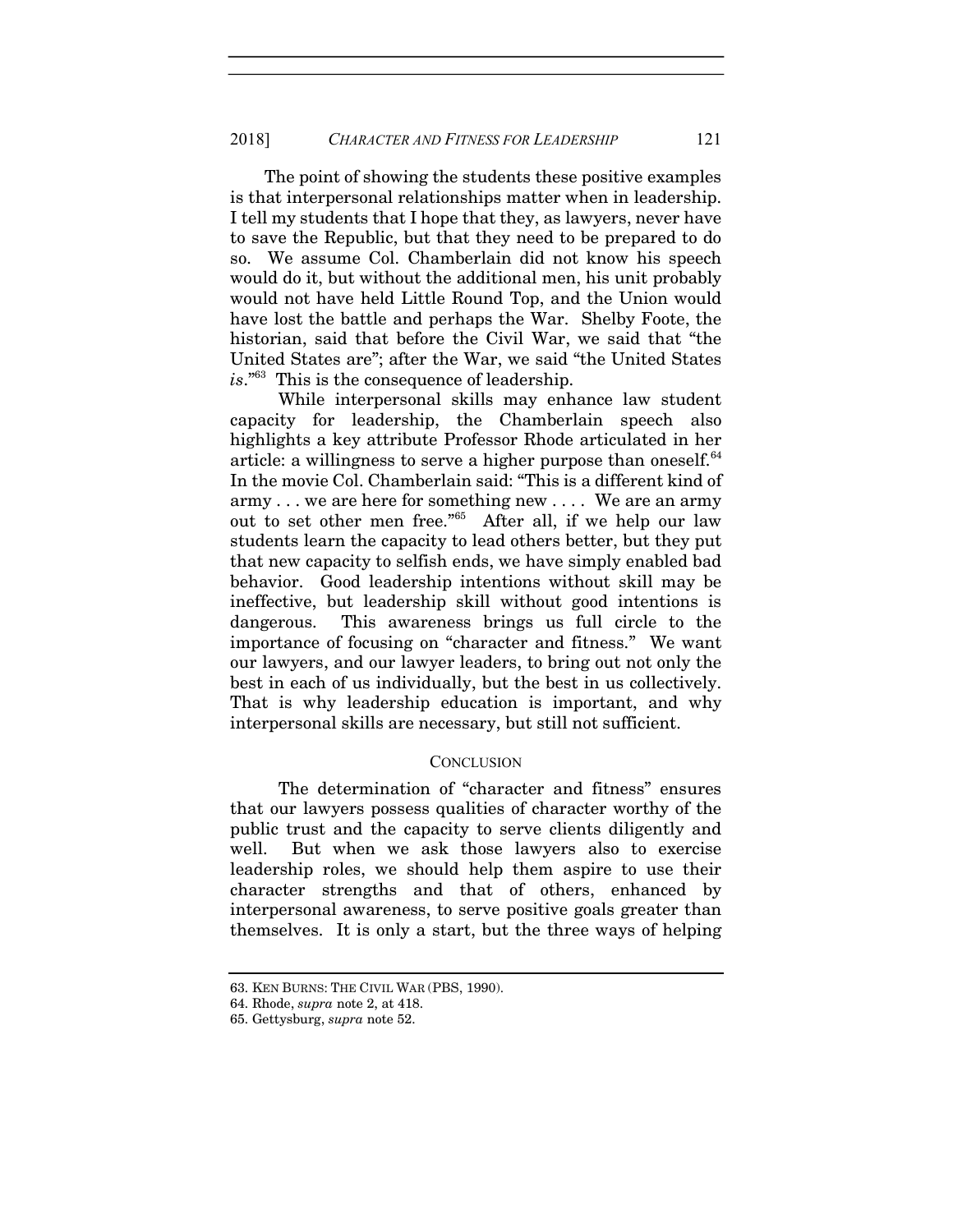The point of showing the students these positive examples is that interpersonal relationships matter when in leadership. I tell my students that I hope that they, as lawyers, never have to save the Republic, but that they need to be prepared to do so. We assume Col. Chamberlain did not know his speech would do it, but without the additional men, his unit probably would not have held Little Round Top, and the Union would have lost the battle and perhaps the War. Shelby Foote, the historian, said that before the Civil War, we said that "the United States are"; after the War, we said "the United States *is*."[63] This is the consequence of leadership.

While interpersonal skills may enhance law student capacity for leadership, the Chamberlain speech also highlights a key attribute Professor Rhode articulated in her article: a willingness to serve a higher purpose than oneself.[64] In the movie Col. Chamberlain said: "This is a different kind of army . . . we are here for something new . . . . We are an army out to set other men free."[65] After all, if we help our law students learn the capacity to lead others better, but they put that new capacity to selfish ends, we have simply enabled bad behavior. Good leadership intentions without skill may be ineffective, but leadership skill without good intentions is dangerous. This awareness brings us full circle to the importance of focusing on "character and fitness." We want our lawyers, and our lawyer leaders, to bring out not only the best in each of us individually, but the best in us collectively. That is why leadership education is important, and why interpersonal skills are necessary, but still not sufficient.

## CONCLUSION

The determination of "character and fitness" ensures that our lawyers possess qualities of character worthy of the public trust and the capacity to serve clients diligently and well. But when we ask those lawyers also to exercise leadership roles, we should help them aspire to use their character strengths and that of others, enhanced by interpersonal awareness, to serve positive goals greater than themselves. It is only a start, but the three ways of helping

---

63. KEN BURNS: THE CIVIL WAR (PBS, 1990).

64. Rhode, *supra* note 2, at 418.

65. Gettysburg, *supra* note 52.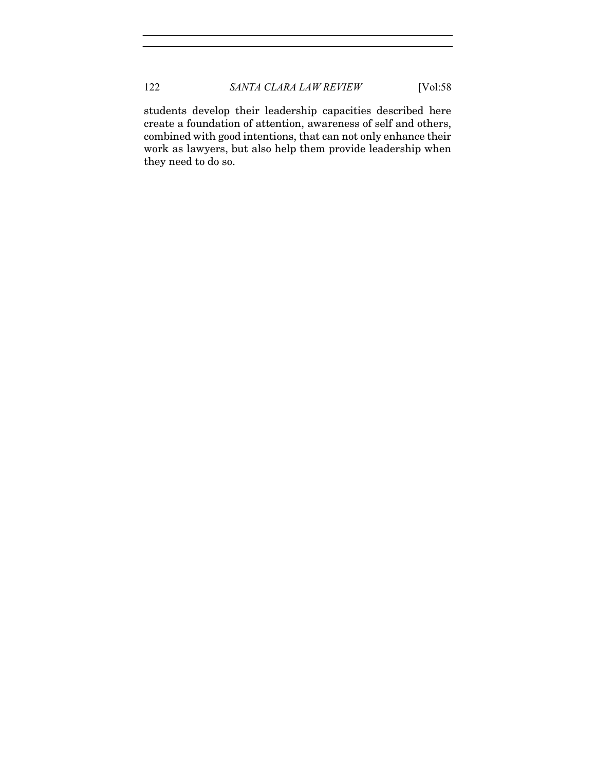students develop their leadership capacities described here create a foundation of attention, awareness of self and others, combined with good intentions, that can not only enhance their work as lawyers, but also help them provide leadership when they need to do so.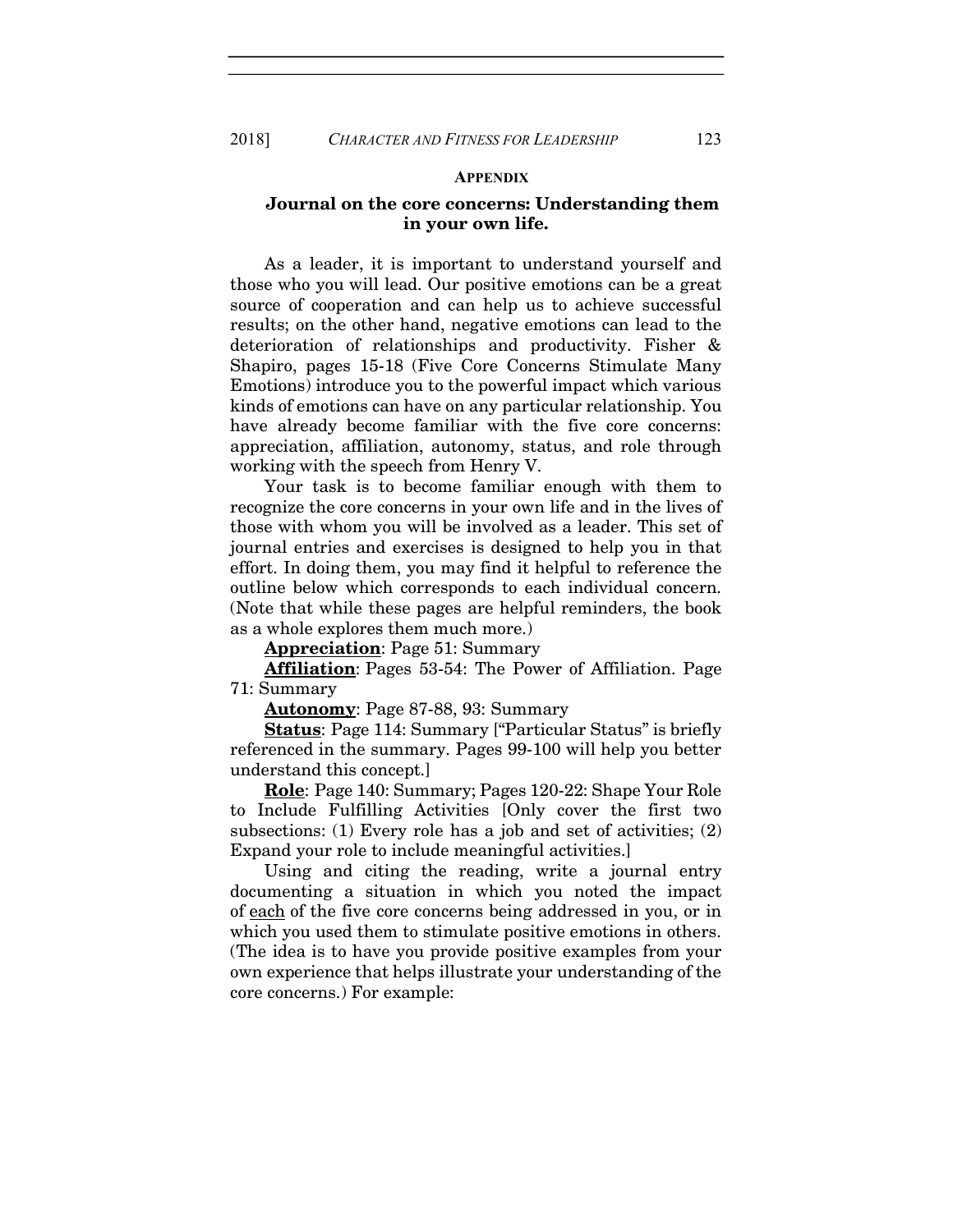## APPENDIX

### Journal on the core concerns: Understanding them in your own life.

As a leader, it is important to understand yourself and those who you will lead. Our positive emotions can be a great source of cooperation and can help us to achieve successful results; on the other hand, negative emotions can lead to the deterioration of relationships and productivity. Fisher & Shapiro, pages 15-18 (Five Core Concerns Stimulate Many Emotions) introduce you to the powerful impact which various kinds of emotions can have on any particular relationship. You have already become familiar with the five core concerns: appreciation, affiliation, autonomy, status, and role through working with the speech from Henry V.

Your task is to become familiar enough with them to recognize the core concerns in your own life and in the lives of those with whom you will be involved as a leader. This set of journal entries and exercises is designed to help you in that effort. In doing them, you may find it helpful to reference the outline below which corresponds to each individual concern. (Note that while these pages are helpful reminders, the book as a whole explores them much more.)

**Appreciation**: Page 51: Summary

**Affiliation**: Pages 53-54: The Power of Affiliation. Page 71: Summary

**Autonomy**: Page 87-88, 93: Summary

**Status**: Page 114: Summary ["Particular Status" is briefly referenced in the summary. Pages 99-100 will help you better understand this concept.]

**Role**: Page 140: Summary; Pages 120-22: Shape Your Role to Include Fulfilling Activities [Only cover the first two subsections: (1) Every role has a job and set of activities; (2) Expand your role to include meaningful activities.]

Using and citing the reading, write a journal entry documenting a situation in which you noted the impact of each of the five core concerns being addressed in you, or in which you used them to stimulate positive emotions in others. (The idea is to have you provide positive examples from your own experience that helps illustrate your understanding of the core concerns.) For example: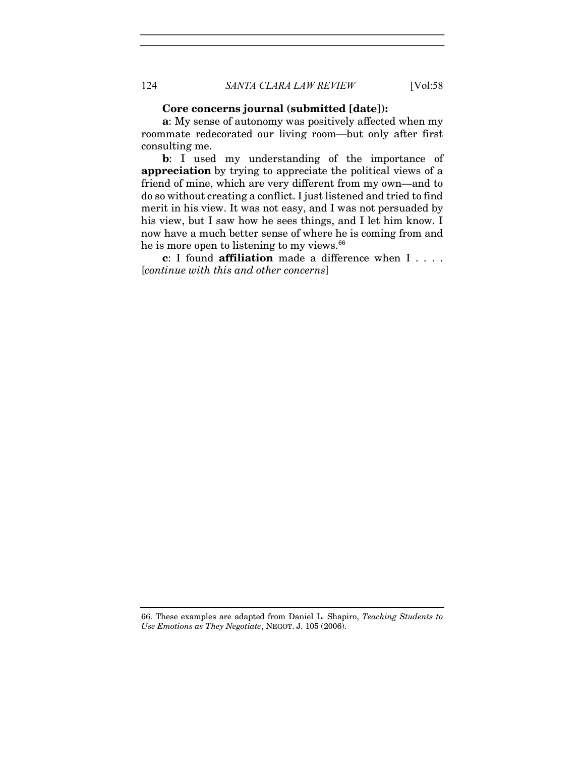**Core concerns journal (submitted [date]):**

**a**: My sense of autonomy was positively affected when my roommate redecorated our living room—but only after first consulting me.

**b**: I used my understanding of the importance of **appreciation** by trying to appreciate the political views of a friend of mine, which are very different from my own—and to do so without creating a conflict. I just listened and tried to find merit in his view. It was not easy, and I was not persuaded by his view, but I saw how he sees things, and I let him know. I now have a much better sense of where he is coming from and he is more open to listening to my views.[66]

**c**: I found **affiliation** made a difference when I . . . . [*continue with this and other concerns*]

---

66. These examples are adapted from Daniel L. Shapiro, *Teaching Students to Use Emotions as They Negotiate*, NEGOT. J. 105 (2006).